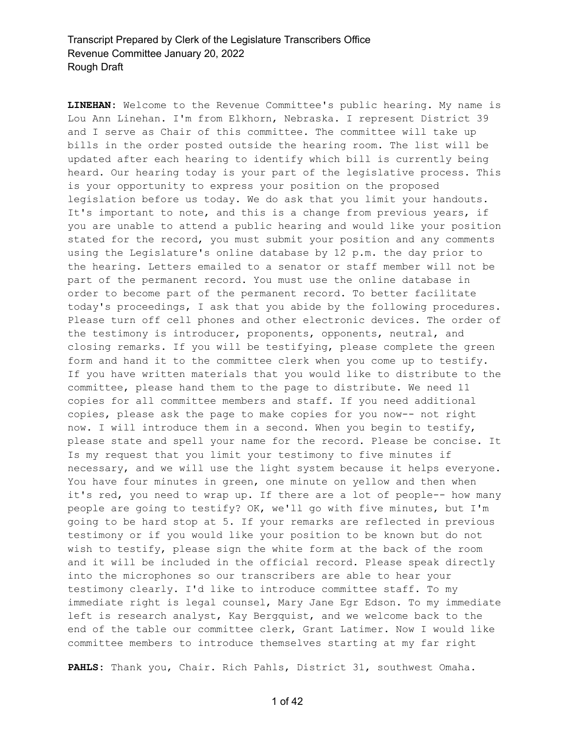**LINEHAN:** Welcome to the Revenue Committee's public hearing. My name is Lou Ann Linehan. I'm from Elkhorn, Nebraska. I represent District 39 and I serve as Chair of this committee. The committee will take up bills in the order posted outside the hearing room. The list will be updated after each hearing to identify which bill is currently being heard. Our hearing today is your part of the legislative process. This is your opportunity to express your position on the proposed legislation before us today. We do ask that you limit your handouts. It's important to note, and this is a change from previous years, if you are unable to attend a public hearing and would like your position stated for the record, you must submit your position and any comments using the Legislature's online database by 12 p.m. the day prior to the hearing. Letters emailed to a senator or staff member will not be part of the permanent record. You must use the online database in order to become part of the permanent record. To better facilitate today's proceedings, I ask that you abide by the following procedures. Please turn off cell phones and other electronic devices. The order of the testimony is introducer, proponents, opponents, neutral, and closing remarks. If you will be testifying, please complete the green form and hand it to the committee clerk when you come up to testify. If you have written materials that you would like to distribute to the committee, please hand them to the page to distribute. We need 11 copies for all committee members and staff. If you need additional copies, please ask the page to make copies for you now-- not right now. I will introduce them in a second. When you begin to testify, please state and spell your name for the record. Please be concise. It Is my request that you limit your testimony to five minutes if necessary, and we will use the light system because it helps everyone. You have four minutes in green, one minute on yellow and then when it's red, you need to wrap up. If there are a lot of people-- how many people are going to testify? OK, we'll go with five minutes, but I'm going to be hard stop at 5. If your remarks are reflected in previous testimony or if you would like your position to be known but do not wish to testify, please sign the white form at the back of the room and it will be included in the official record. Please speak directly into the microphones so our transcribers are able to hear your testimony clearly. I'd like to introduce committee staff. To my immediate right is legal counsel, Mary Jane Egr Edson. To my immediate left is research analyst, Kay Bergquist, and we welcome back to the end of the table our committee clerk, Grant Latimer. Now I would like committee members to introduce themselves starting at my far right

**PAHLS:** Thank you, Chair. Rich Pahls, District 31, southwest Omaha.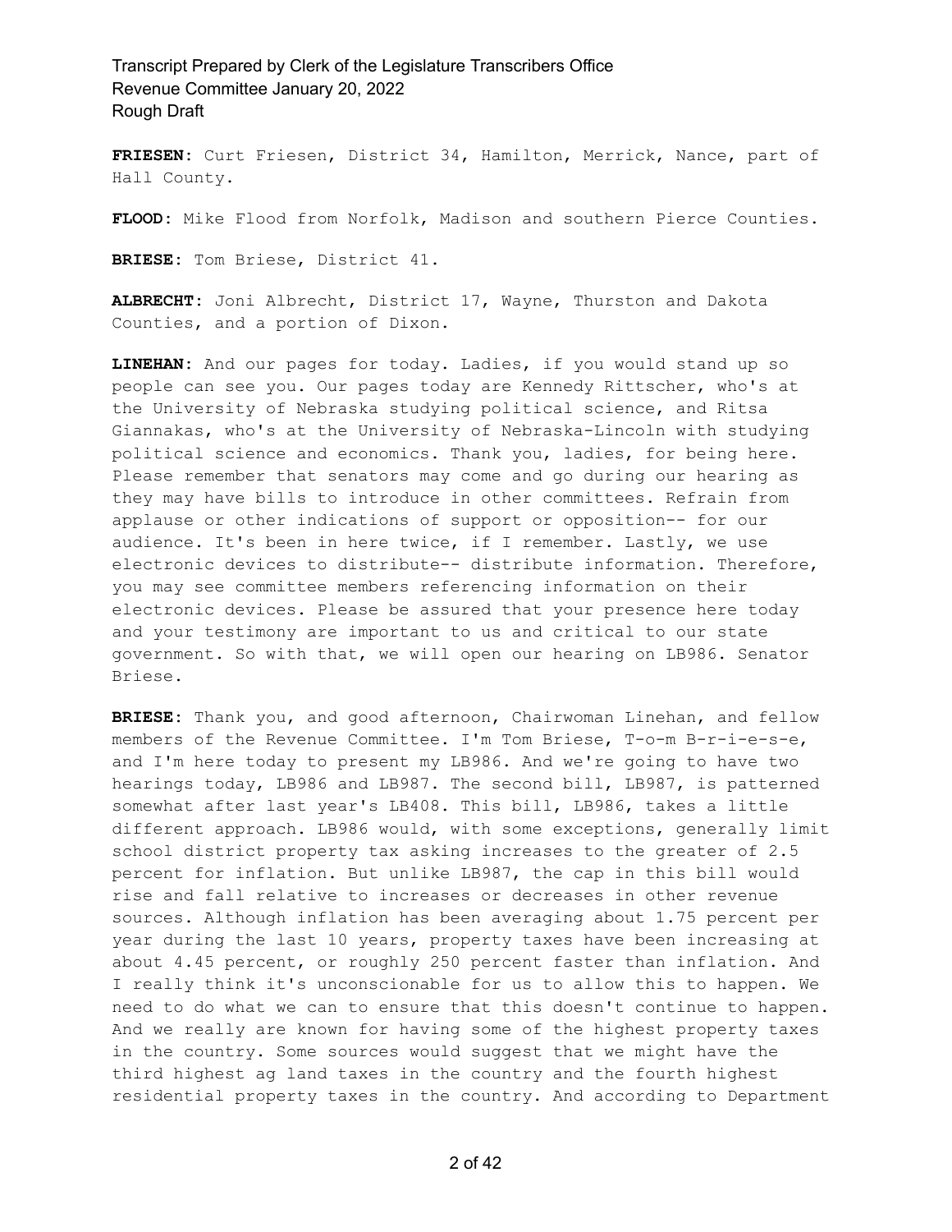**FRIESEN:** Curt Friesen, District 34, Hamilton, Merrick, Nance, part of Hall County.

**FLOOD:** Mike Flood from Norfolk, Madison and southern Pierce Counties.

**BRIESE:** Tom Briese, District 41.

**ALBRECHT:** Joni Albrecht, District 17, Wayne, Thurston and Dakota Counties, and a portion of Dixon.

**LINEHAN:** And our pages for today. Ladies, if you would stand up so people can see you. Our pages today are Kennedy Rittscher, who's at the University of Nebraska studying political science, and Ritsa Giannakas, who's at the University of Nebraska-Lincoln with studying political science and economics. Thank you, ladies, for being here. Please remember that senators may come and go during our hearing as they may have bills to introduce in other committees. Refrain from applause or other indications of support or opposition-- for our audience. It's been in here twice, if I remember. Lastly, we use electronic devices to distribute-- distribute information. Therefore, you may see committee members referencing information on their electronic devices. Please be assured that your presence here today and your testimony are important to us and critical to our state government. So with that, we will open our hearing on LB986. Senator Briese.

**BRIESE:** Thank you, and good afternoon, Chairwoman Linehan, and fellow members of the Revenue Committee. I'm Tom Briese, T-o-m B-r-i-e-s-e, and I'm here today to present my LB986. And we're going to have two hearings today, LB986 and LB987. The second bill, LB987, is patterned somewhat after last year's LB408. This bill, LB986, takes a little different approach. LB986 would, with some exceptions, generally limit school district property tax asking increases to the greater of 2.5 percent for inflation. But unlike LB987, the cap in this bill would rise and fall relative to increases or decreases in other revenue sources. Although inflation has been averaging about 1.75 percent per year during the last 10 years, property taxes have been increasing at about 4.45 percent, or roughly 250 percent faster than inflation. And I really think it's unconscionable for us to allow this to happen. We need to do what we can to ensure that this doesn't continue to happen. And we really are known for having some of the highest property taxes in the country. Some sources would suggest that we might have the third highest ag land taxes in the country and the fourth highest residential property taxes in the country. And according to Department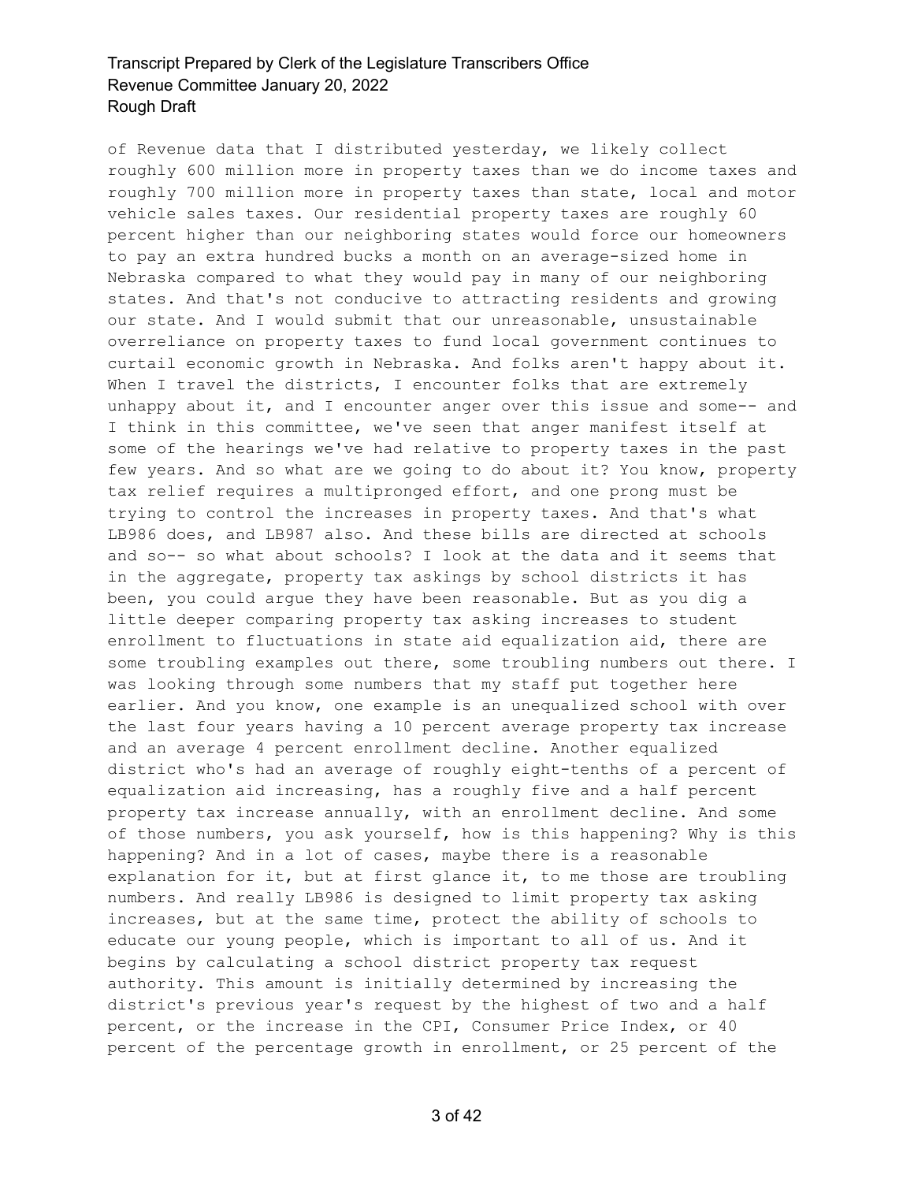of Revenue data that I distributed yesterday, we likely collect roughly 600 million more in property taxes than we do income taxes and roughly 700 million more in property taxes than state, local and motor vehicle sales taxes. Our residential property taxes are roughly 60 percent higher than our neighboring states would force our homeowners to pay an extra hundred bucks a month on an average-sized home in Nebraska compared to what they would pay in many of our neighboring states. And that's not conducive to attracting residents and growing our state. And I would submit that our unreasonable, unsustainable overreliance on property taxes to fund local government continues to curtail economic growth in Nebraska. And folks aren't happy about it. When I travel the districts, I encounter folks that are extremely unhappy about it, and I encounter anger over this issue and some-- and I think in this committee, we've seen that anger manifest itself at some of the hearings we've had relative to property taxes in the past few years. And so what are we going to do about it? You know, property tax relief requires a multipronged effort, and one prong must be trying to control the increases in property taxes. And that's what LB986 does, and LB987 also. And these bills are directed at schools and so-- so what about schools? I look at the data and it seems that in the aggregate, property tax askings by school districts it has been, you could argue they have been reasonable. But as you dig a little deeper comparing property tax asking increases to student enrollment to fluctuations in state aid equalization aid, there are some troubling examples out there, some troubling numbers out there. I was looking through some numbers that my staff put together here earlier. And you know, one example is an unequalized school with over the last four years having a 10 percent average property tax increase and an average 4 percent enrollment decline. Another equalized district who's had an average of roughly eight-tenths of a percent of equalization aid increasing, has a roughly five and a half percent property tax increase annually, with an enrollment decline. And some of those numbers, you ask yourself, how is this happening? Why is this happening? And in a lot of cases, maybe there is a reasonable explanation for it, but at first glance it, to me those are troubling numbers. And really LB986 is designed to limit property tax asking increases, but at the same time, protect the ability of schools to educate our young people, which is important to all of us. And it begins by calculating a school district property tax request authority. This amount is initially determined by increasing the district's previous year's request by the highest of two and a half percent, or the increase in the CPI, Consumer Price Index, or 40 percent of the percentage growth in enrollment, or 25 percent of the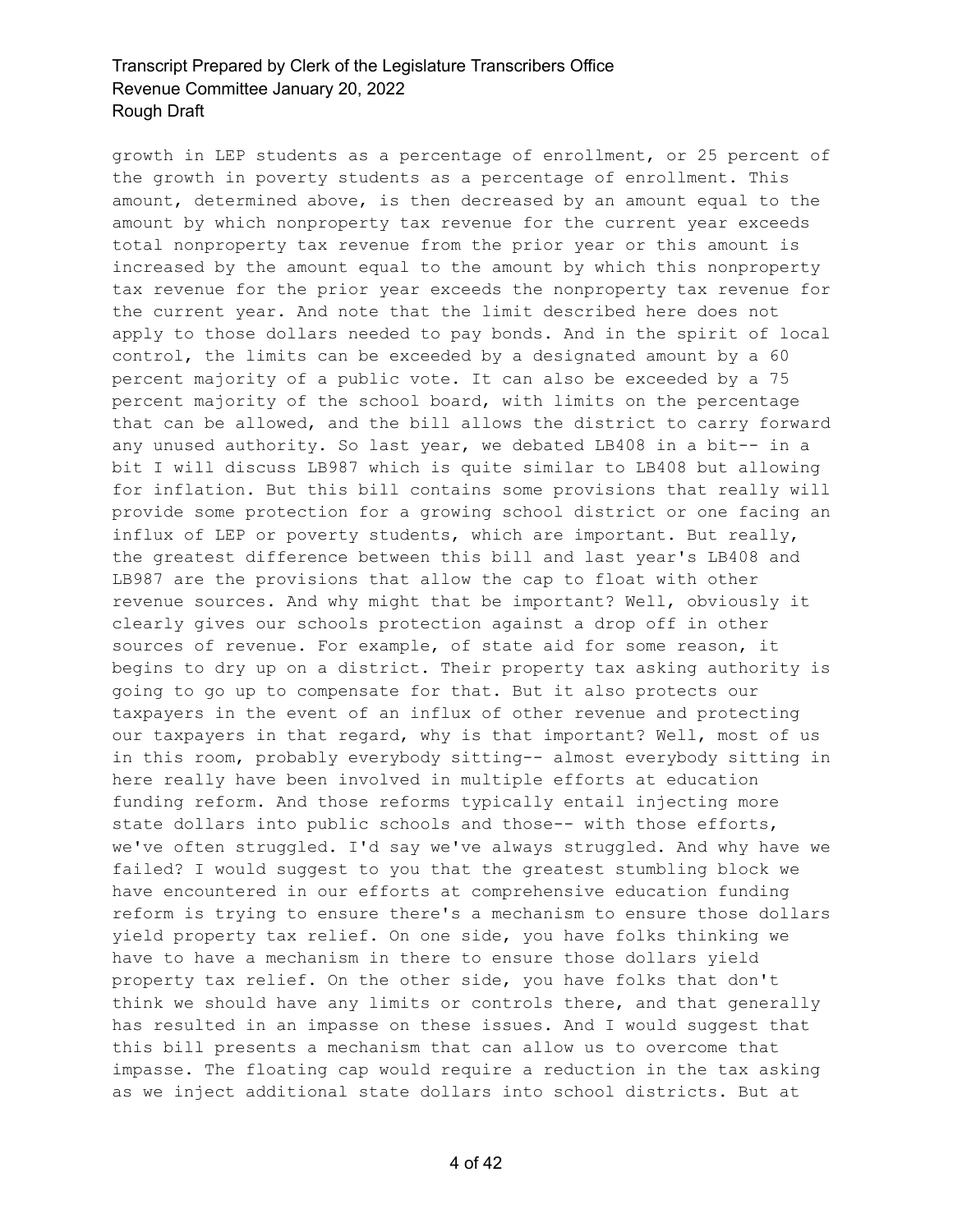growth in LEP students as a percentage of enrollment, or 25 percent of the growth in poverty students as a percentage of enrollment. This amount, determined above, is then decreased by an amount equal to the amount by which nonproperty tax revenue for the current year exceeds total nonproperty tax revenue from the prior year or this amount is increased by the amount equal to the amount by which this nonproperty tax revenue for the prior year exceeds the nonproperty tax revenue for the current year. And note that the limit described here does not apply to those dollars needed to pay bonds. And in the spirit of local control, the limits can be exceeded by a designated amount by a 60 percent majority of a public vote. It can also be exceeded by a 75 percent majority of the school board, with limits on the percentage that can be allowed, and the bill allows the district to carry forward any unused authority. So last year, we debated LB408 in a bit-- in a bit I will discuss LB987 which is quite similar to LB408 but allowing for inflation. But this bill contains some provisions that really will provide some protection for a growing school district or one facing an influx of LEP or poverty students, which are important. But really, the greatest difference between this bill and last year's LB408 and LB987 are the provisions that allow the cap to float with other revenue sources. And why might that be important? Well, obviously it clearly gives our schools protection against a drop off in other sources of revenue. For example, of state aid for some reason, it begins to dry up on a district. Their property tax asking authority is going to go up to compensate for that. But it also protects our taxpayers in the event of an influx of other revenue and protecting our taxpayers in that regard, why is that important? Well, most of us in this room, probably everybody sitting-- almost everybody sitting in here really have been involved in multiple efforts at education funding reform. And those reforms typically entail injecting more state dollars into public schools and those-- with those efforts, we've often struggled. I'd say we've always struggled. And why have we failed? I would suggest to you that the greatest stumbling block we have encountered in our efforts at comprehensive education funding reform is trying to ensure there's a mechanism to ensure those dollars yield property tax relief. On one side, you have folks thinking we have to have a mechanism in there to ensure those dollars yield property tax relief. On the other side, you have folks that don't think we should have any limits or controls there, and that generally has resulted in an impasse on these issues. And I would suggest that this bill presents a mechanism that can allow us to overcome that impasse. The floating cap would require a reduction in the tax asking as we inject additional state dollars into school districts. But at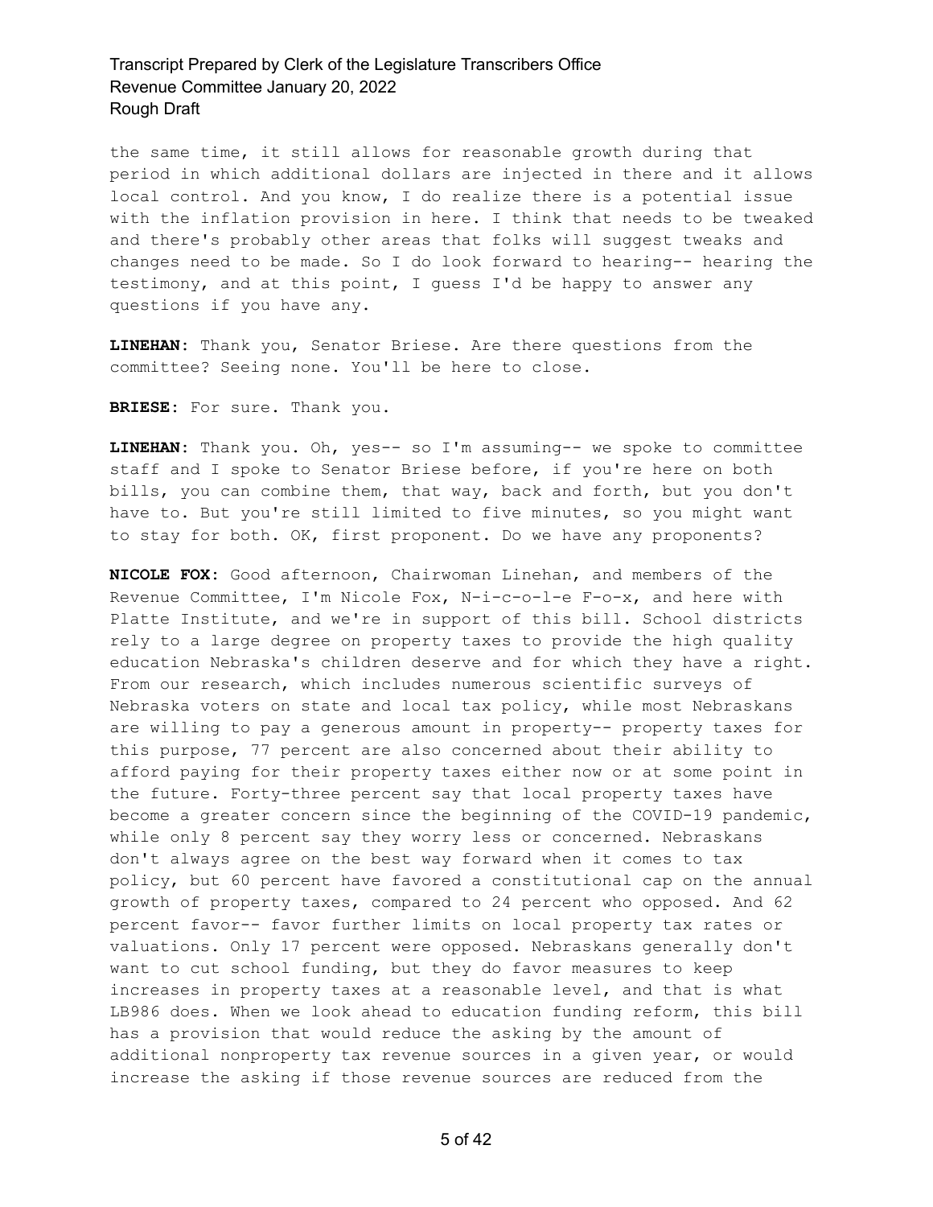the same time, it still allows for reasonable growth during that period in which additional dollars are injected in there and it allows local control. And you know, I do realize there is a potential issue with the inflation provision in here. I think that needs to be tweaked and there's probably other areas that folks will suggest tweaks and changes need to be made. So I do look forward to hearing-- hearing the testimony, and at this point, I guess I'd be happy to answer any questions if you have any.

**LINEHAN:** Thank you, Senator Briese. Are there questions from the committee? Seeing none. You'll be here to close.

**BRIESE:** For sure. Thank you.

**LINEHAN:** Thank you. Oh, yes-- so I'm assuming-- we spoke to committee staff and I spoke to Senator Briese before, if you're here on both bills, you can combine them, that way, back and forth, but you don't have to. But you're still limited to five minutes, so you might want to stay for both. OK, first proponent. Do we have any proponents?

**NICOLE FOX:** Good afternoon, Chairwoman Linehan, and members of the Revenue Committee, I'm Nicole Fox, N-i-c-o-l-e F-o-x, and here with Platte Institute, and we're in support of this bill. School districts rely to a large degree on property taxes to provide the high quality education Nebraska's children deserve and for which they have a right. From our research, which includes numerous scientific surveys of Nebraska voters on state and local tax policy, while most Nebraskans are willing to pay a generous amount in property-- property taxes for this purpose, 77 percent are also concerned about their ability to afford paying for their property taxes either now or at some point in the future. Forty-three percent say that local property taxes have become a greater concern since the beginning of the COVID-19 pandemic, while only 8 percent say they worry less or concerned. Nebraskans don't always agree on the best way forward when it comes to tax policy, but 60 percent have favored a constitutional cap on the annual growth of property taxes, compared to 24 percent who opposed. And 62 percent favor-- favor further limits on local property tax rates or valuations. Only 17 percent were opposed. Nebraskans generally don't want to cut school funding, but they do favor measures to keep increases in property taxes at a reasonable level, and that is what LB986 does. When we look ahead to education funding reform, this bill has a provision that would reduce the asking by the amount of additional nonproperty tax revenue sources in a given year, or would increase the asking if those revenue sources are reduced from the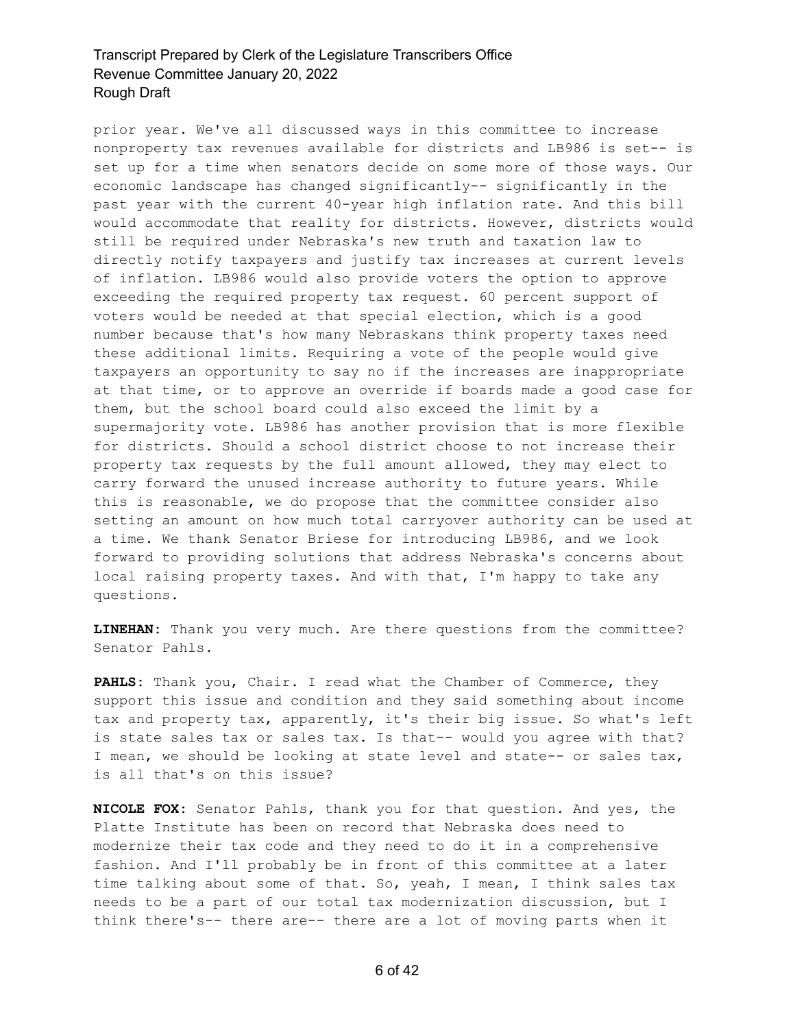prior year. We've all discussed ways in this committee to increase nonproperty tax revenues available for districts and LB986 is set-- is set up for a time when senators decide on some more of those ways. Our economic landscape has changed significantly-- significantly in the past year with the current 40-year high inflation rate. And this bill would accommodate that reality for districts. However, districts would still be required under Nebraska's new truth and taxation law to directly notify taxpayers and justify tax increases at current levels of inflation. LB986 would also provide voters the option to approve exceeding the required property tax request. 60 percent support of voters would be needed at that special election, which is a good number because that's how many Nebraskans think property taxes need these additional limits. Requiring a vote of the people would give taxpayers an opportunity to say no if the increases are inappropriate at that time, or to approve an override if boards made a good case for them, but the school board could also exceed the limit by a supermajority vote. LB986 has another provision that is more flexible for districts. Should a school district choose to not increase their property tax requests by the full amount allowed, they may elect to carry forward the unused increase authority to future years. While this is reasonable, we do propose that the committee consider also setting an amount on how much total carryover authority can be used at a time. We thank Senator Briese for introducing LB986, and we look forward to providing solutions that address Nebraska's concerns about local raising property taxes. And with that, I'm happy to take any questions.

**LINEHAN:** Thank you very much. Are there questions from the committee? Senator Pahls.

**PAHLS:** Thank you, Chair. I read what the Chamber of Commerce, they support this issue and condition and they said something about income tax and property tax, apparently, it's their big issue. So what's left is state sales tax or sales tax. Is that-- would you agree with that? I mean, we should be looking at state level and state-- or sales tax, is all that's on this issue?

**NICOLE FOX:** Senator Pahls, thank you for that question. And yes, the Platte Institute has been on record that Nebraska does need to modernize their tax code and they need to do it in a comprehensive fashion. And I'll probably be in front of this committee at a later time talking about some of that. So, yeah, I mean, I think sales tax needs to be a part of our total tax modernization discussion, but I think there's-- there are-- there are a lot of moving parts when it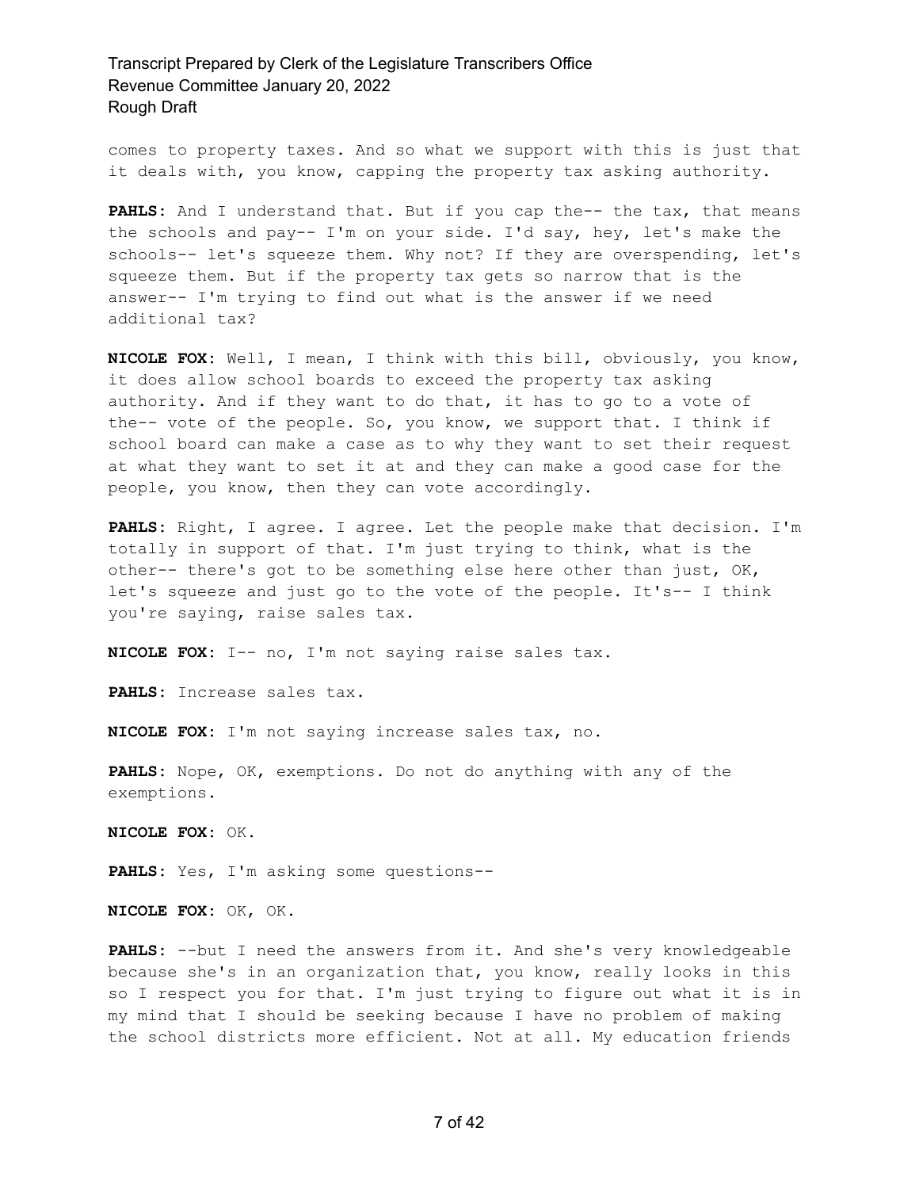comes to property taxes. And so what we support with this is just that it deals with, you know, capping the property tax asking authority.

**PAHLS:** And I understand that. But if you cap the-- the tax, that means the schools and pay-- I'm on your side. I'd say, hey, let's make the schools-- let's squeeze them. Why not? If they are overspending, let's squeeze them. But if the property tax gets so narrow that is the answer-- I'm trying to find out what is the answer if we need additional tax?

**NICOLE FOX:** Well, I mean, I think with this bill, obviously, you know, it does allow school boards to exceed the property tax asking authority. And if they want to do that, it has to go to a vote of the-- vote of the people. So, you know, we support that. I think if school board can make a case as to why they want to set their request at what they want to set it at and they can make a good case for the people, you know, then they can vote accordingly.

**PAHLS:** Right, I agree. I agree. Let the people make that decision. I'm totally in support of that. I'm just trying to think, what is the other-- there's got to be something else here other than just, OK, let's squeeze and just go to the vote of the people. It's-- I think you're saying, raise sales tax.

**NICOLE FOX:** I-- no, I'm not saying raise sales tax.

**PAHLS:** Increase sales tax.

**NICOLE FOX:** I'm not saying increase sales tax, no.

**PAHLS:** Nope, OK, exemptions. Do not do anything with any of the exemptions.

**NICOLE FOX:** OK.

**PAHLS:** Yes, I'm asking some questions--

**NICOLE FOX:** OK, OK.

**PAHLS:** --but I need the answers from it. And she's very knowledgeable because she's in an organization that, you know, really looks in this so I respect you for that. I'm just trying to figure out what it is in my mind that I should be seeking because I have no problem of making the school districts more efficient. Not at all. My education friends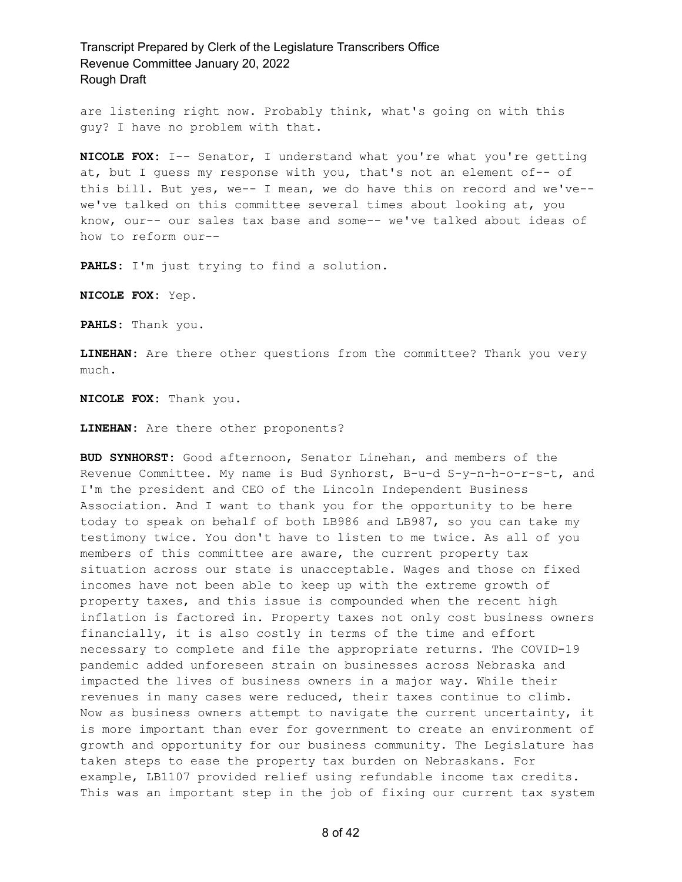are listening right now. Probably think, what's going on with this guy? I have no problem with that.

**NICOLE FOX:** I-- Senator, I understand what you're what you're getting at, but I guess my response with you, that's not an element of-- of this bill. But yes, we-- I mean, we do have this on record and we've-- we've talked on this committee several times about looking at, you know, our-- our sales tax base and some-- we've talked about ideas of how to reform our--

**PAHLS:** I'm just trying to find a solution.

**NICOLE FOX:** Yep.

**PAHLS:** Thank you.

**LINEHAN:** Are there other questions from the committee? Thank you very much.

**NICOLE FOX:** Thank you.

**LINEHAN:** Are there other proponents?

**BUD SYNHORST:** Good afternoon, Senator Linehan, and members of the Revenue Committee. My name is Bud Synhorst, B-u-d S-y-n-h-o-r-s-t, and I'm the president and CEO of the Lincoln Independent Business Association. And I want to thank you for the opportunity to be here today to speak on behalf of both LB986 and LB987, so you can take my testimony twice. You don't have to listen to me twice. As all of you members of this committee are aware, the current property tax situation across our state is unacceptable. Wages and those on fixed incomes have not been able to keep up with the extreme growth of property taxes, and this issue is compounded when the recent high inflation is factored in. Property taxes not only cost business owners financially, it is also costly in terms of the time and effort necessary to complete and file the appropriate returns. The COVID-19 pandemic added unforeseen strain on businesses across Nebraska and impacted the lives of business owners in a major way. While their revenues in many cases were reduced, their taxes continue to climb. Now as business owners attempt to navigate the current uncertainty, it is more important than ever for government to create an environment of growth and opportunity for our business community. The Legislature has taken steps to ease the property tax burden on Nebraskans. For example, LB1107 provided relief using refundable income tax credits. This was an important step in the job of fixing our current tax system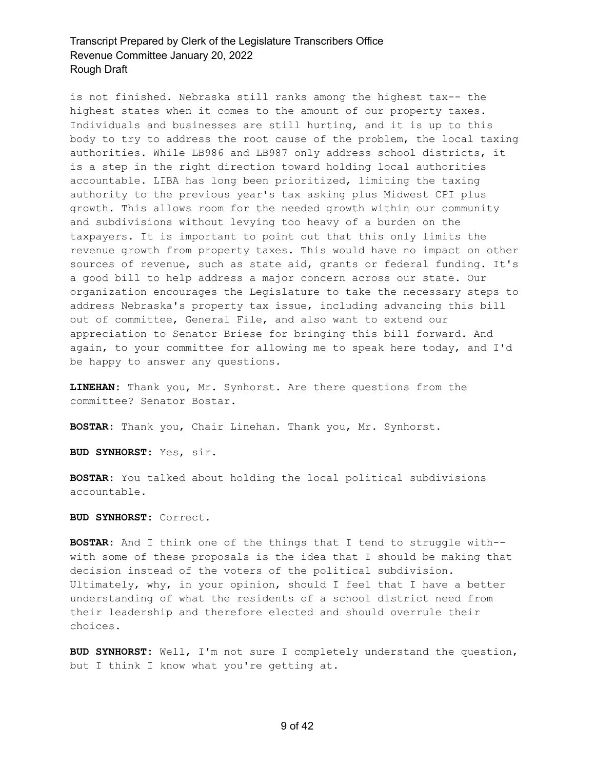is not finished. Nebraska still ranks among the highest tax-- the highest states when it comes to the amount of our property taxes. Individuals and businesses are still hurting, and it is up to this body to try to address the root cause of the problem, the local taxing authorities. While LB986 and LB987 only address school districts, it is a step in the right direction toward holding local authorities accountable. LIBA has long been prioritized, limiting the taxing authority to the previous year's tax asking plus Midwest CPI plus growth. This allows room for the needed growth within our community and subdivisions without levying too heavy of a burden on the taxpayers. It is important to point out that this only limits the revenue growth from property taxes. This would have no impact on other sources of revenue, such as state aid, grants or federal funding. It's a good bill to help address a major concern across our state. Our organization encourages the Legislature to take the necessary steps to address Nebraska's property tax issue, including advancing this bill out of committee, General File, and also want to extend our appreciation to Senator Briese for bringing this bill forward. And again, to your committee for allowing me to speak here today, and I'd be happy to answer any questions.

**LINEHAN:** Thank you, Mr. Synhorst. Are there questions from the committee? Senator Bostar.

**BOSTAR:** Thank you, Chair Linehan. Thank you, Mr. Synhorst.

**BUD SYNHORST:** Yes, sir.

**BOSTAR:** You talked about holding the local political subdivisions accountable.

**BUD SYNHORST:** Correct.

**BOSTAR:** And I think one of the things that I tend to struggle with-- with some of these proposals is the idea that I should be making that decision instead of the voters of the political subdivision. Ultimately, why, in your opinion, should I feel that I have a better understanding of what the residents of a school district need from their leadership and therefore elected and should overrule their choices.

**BUD SYNHORST:** Well, I'm not sure I completely understand the question, but I think I know what you're getting at.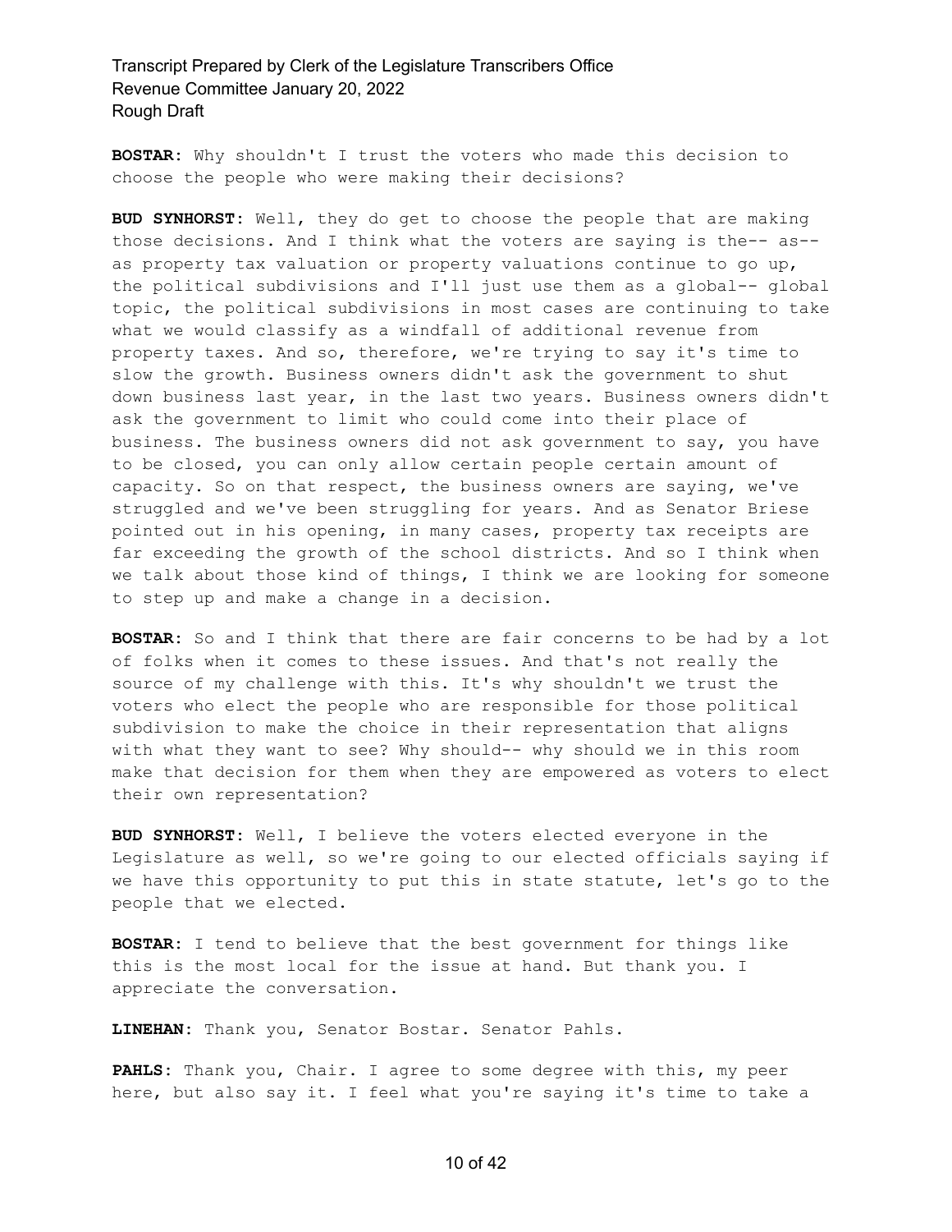**BOSTAR:** Why shouldn't I trust the voters who made this decision to choose the people who were making their decisions?

**BUD SYNHORST:** Well, they do get to choose the people that are making those decisions. And I think what the voters are saying is the-- as-- as property tax valuation or property valuations continue to go up, the political subdivisions and I'll just use them as a global-- global topic, the political subdivisions in most cases are continuing to take what we would classify as a windfall of additional revenue from property taxes. And so, therefore, we're trying to say it's time to slow the growth. Business owners didn't ask the government to shut down business last year, in the last two years. Business owners didn't ask the government to limit who could come into their place of business. The business owners did not ask government to say, you have to be closed, you can only allow certain people certain amount of capacity. So on that respect, the business owners are saying, we've struggled and we've been struggling for years. And as Senator Briese pointed out in his opening, in many cases, property tax receipts are far exceeding the growth of the school districts. And so I think when we talk about those kind of things, I think we are looking for someone to step up and make a change in a decision.

**BOSTAR:** So and I think that there are fair concerns to be had by a lot of folks when it comes to these issues. And that's not really the source of my challenge with this. It's why shouldn't we trust the voters who elect the people who are responsible for those political subdivision to make the choice in their representation that aligns with what they want to see? Why should-- why should we in this room make that decision for them when they are empowered as voters to elect their own representation?

**BUD SYNHORST:** Well, I believe the voters elected everyone in the Legislature as well, so we're going to our elected officials saying if we have this opportunity to put this in state statute, let's go to the people that we elected.

**BOSTAR:** I tend to believe that the best government for things like this is the most local for the issue at hand. But thank you. I appreciate the conversation.

**LINEHAN:** Thank you, Senator Bostar. Senator Pahls.

**PAHLS:** Thank you, Chair. I agree to some degree with this, my peer here, but also say it. I feel what you're saying it's time to take a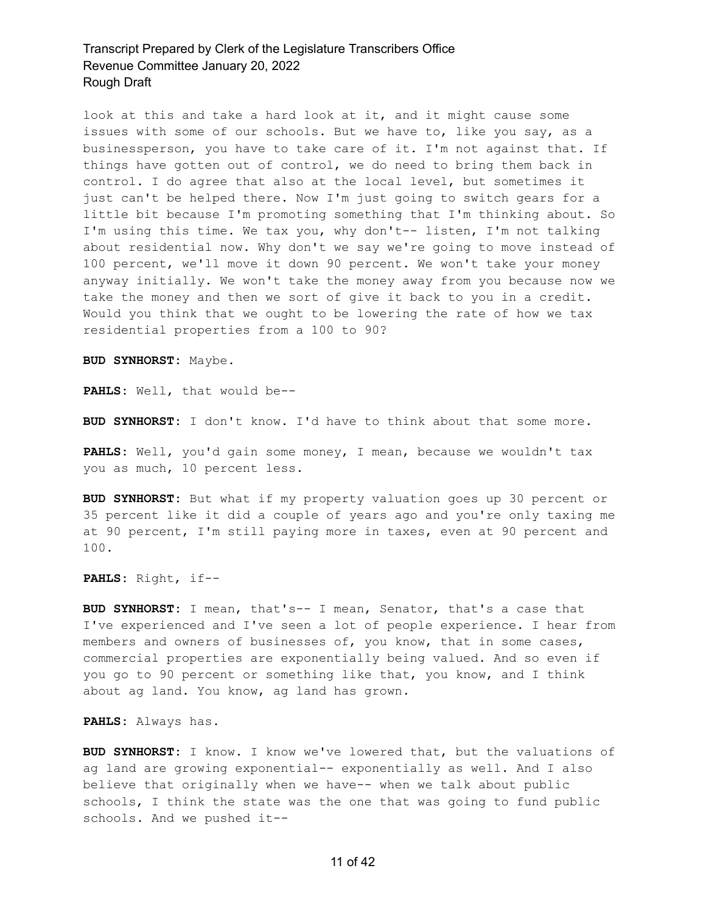look at this and take a hard look at it, and it might cause some issues with some of our schools. But we have to, like you say, as a businessperson, you have to take care of it. I'm not against that. If things have gotten out of control, we do need to bring them back in control. I do agree that also at the local level, but sometimes it just can't be helped there. Now I'm just going to switch gears for a little bit because I'm promoting something that I'm thinking about. So I'm using this time. We tax you, why don't-- listen, I'm not talking about residential now. Why don't we say we're going to move instead of 100 percent, we'll move it down 90 percent. We won't take your money anyway initially. We won't take the money away from you because now we take the money and then we sort of give it back to you in a credit. Would you think that we ought to be lowering the rate of how we tax residential properties from a 100 to 90?

**BUD SYNHORST:** Maybe.

**PAHLS:** Well, that would be--

**BUD SYNHORST:** I don't know. I'd have to think about that some more.

**PAHLS:** Well, you'd gain some money, I mean, because we wouldn't tax you as much, 10 percent less.

**BUD SYNHORST:** But what if my property valuation goes up 30 percent or 35 percent like it did a couple of years ago and you're only taxing me at 90 percent, I'm still paying more in taxes, even at 90 percent and 100.

**PAHLS:** Right, if--

**BUD SYNHORST:** I mean, that's-- I mean, Senator, that's a case that I've experienced and I've seen a lot of people experience. I hear from members and owners of businesses of, you know, that in some cases, commercial properties are exponentially being valued. And so even if you go to 90 percent or something like that, you know, and I think about ag land. You know, ag land has grown.

**PAHLS:** Always has.

**BUD SYNHORST:** I know. I know we've lowered that, but the valuations of ag land are growing exponential-- exponentially as well. And I also believe that originally when we have-- when we talk about public schools, I think the state was the one that was going to fund public schools. And we pushed it--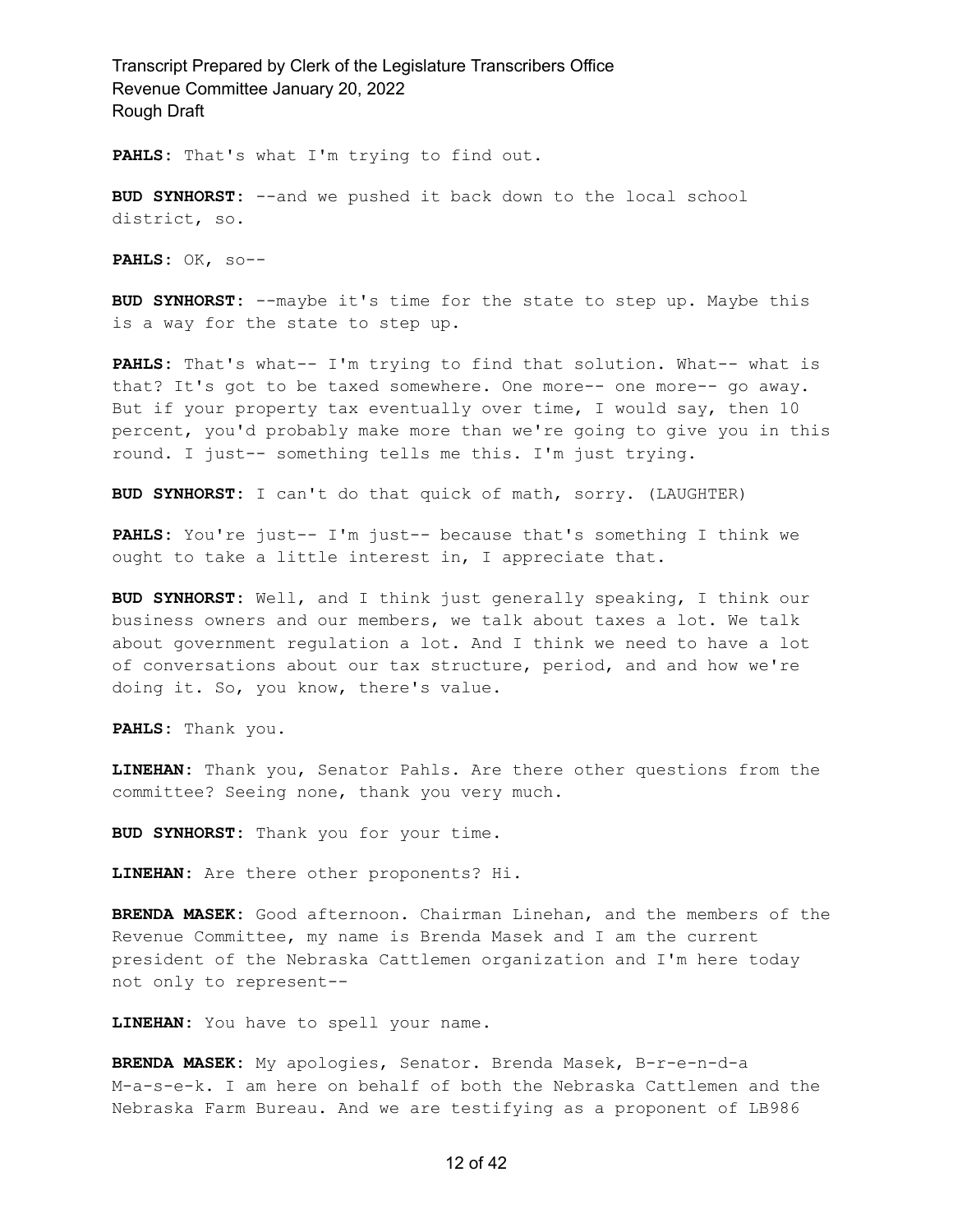**PAHLS:** That's what I'm trying to find out.

**BUD SYNHORST:** --and we pushed it back down to the local school district, so.

**PAHLS:** OK, so--

**BUD SYNHORST:** --maybe it's time for the state to step up. Maybe this is a way for the state to step up.

**PAHLS:** That's what-- I'm trying to find that solution. What-- what is that? It's got to be taxed somewhere. One more-- one more-- go away. But if your property tax eventually over time, I would say, then 10 percent, you'd probably make more than we're going to give you in this round. I just-- something tells me this. I'm just trying.

**BUD SYNHORST:** I can't do that quick of math, sorry. (LAUGHTER)

**PAHLS:** You're just-- I'm just-- because that's something I think we ought to take a little interest in, I appreciate that.

**BUD SYNHORST:** Well, and I think just generally speaking, I think our business owners and our members, we talk about taxes a lot. We talk about government regulation a lot. And I think we need to have a lot of conversations about our tax structure, period, and and how we're doing it. So, you know, there's value.

**PAHLS:** Thank you.

**LINEHAN:** Thank you, Senator Pahls. Are there other questions from the committee? Seeing none, thank you very much.

**BUD SYNHORST:** Thank you for your time.

**LINEHAN:** Are there other proponents? Hi.

**BRENDA MASEK:** Good afternoon. Chairman Linehan, and the members of the Revenue Committee, my name is Brenda Masek and I am the current president of the Nebraska Cattlemen organization and I'm here today not only to represent--

**LINEHAN:** You have to spell your name.

**BRENDA MASEK:** My apologies, Senator. Brenda Masek, B-r-e-n-d-a M-a-s-e-k. I am here on behalf of both the Nebraska Cattlemen and the Nebraska Farm Bureau. And we are testifying as a proponent of LB986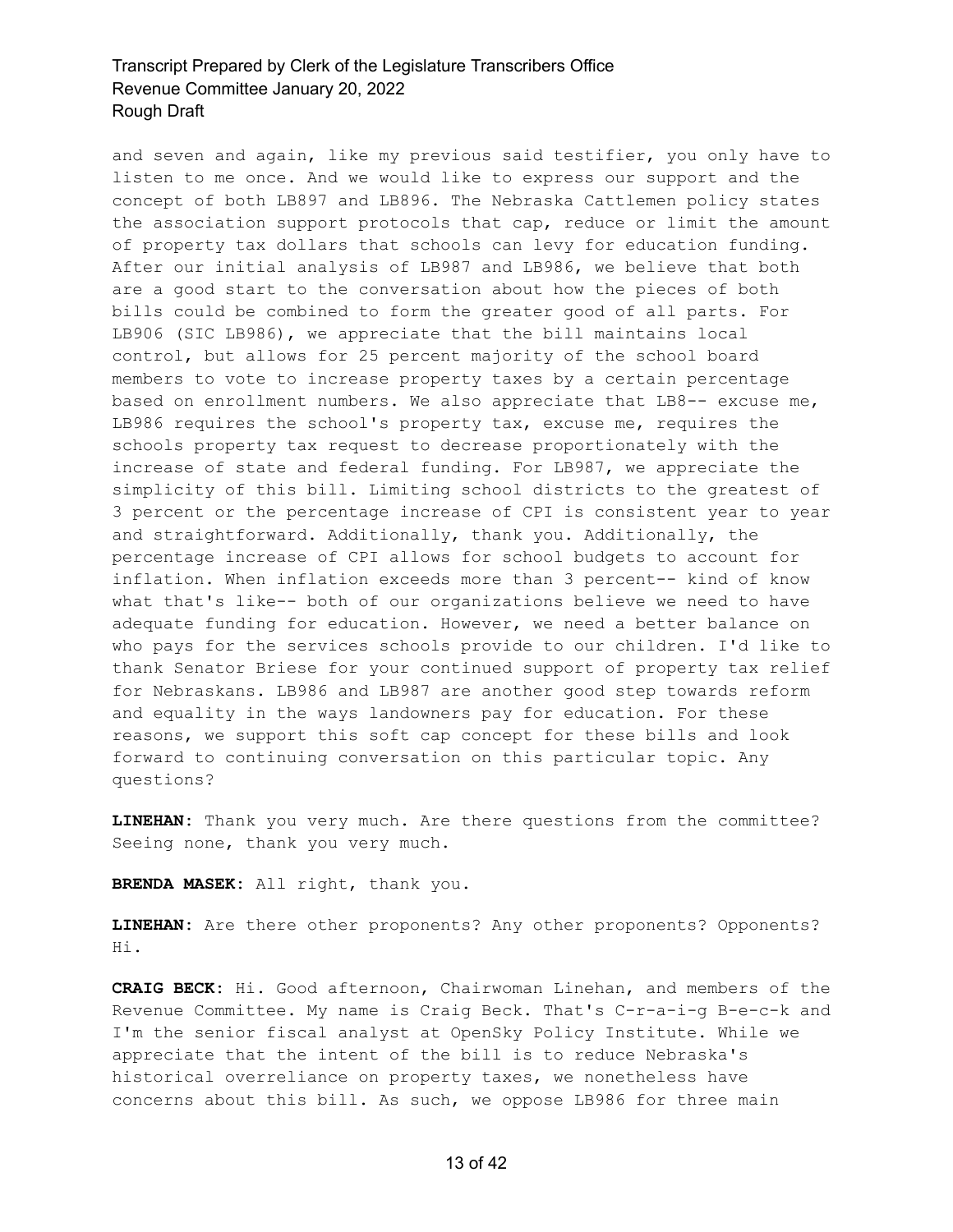and seven and again, like my previous said testifier, you only have to listen to me once. And we would like to express our support and the concept of both LB897 and LB896. The Nebraska Cattlemen policy states the association support protocols that cap, reduce or limit the amount of property tax dollars that schools can levy for education funding. After our initial analysis of LB987 and LB986, we believe that both are a good start to the conversation about how the pieces of both bills could be combined to form the greater good of all parts. For LB906 (SIC LB986), we appreciate that the bill maintains local control, but allows for 25 percent majority of the school board members to vote to increase property taxes by a certain percentage based on enrollment numbers. We also appreciate that LB8-- excuse me, LB986 requires the school's property tax, excuse me, requires the schools property tax request to decrease proportionately with the increase of state and federal funding. For LB987, we appreciate the simplicity of this bill. Limiting school districts to the greatest of 3 percent or the percentage increase of CPI is consistent year to year and straightforward. Additionally, thank you. Additionally, the percentage increase of CPI allows for school budgets to account for inflation. When inflation exceeds more than 3 percent-- kind of know what that's like-- both of our organizations believe we need to have adequate funding for education. However, we need a better balance on who pays for the services schools provide to our children. I'd like to thank Senator Briese for your continued support of property tax relief for Nebraskans. LB986 and LB987 are another good step towards reform and equality in the ways landowners pay for education. For these reasons, we support this soft cap concept for these bills and look forward to continuing conversation on this particular topic. Any questions?

**LINEHAN:** Thank you very much. Are there questions from the committee? Seeing none, thank you very much.

**BRENDA MASEK:** All right, thank you.

**LINEHAN:** Are there other proponents? Any other proponents? Opponents? Hi.

**CRAIG BECK:** Hi. Good afternoon, Chairwoman Linehan, and members of the Revenue Committee. My name is Craig Beck. That's C-r-a-i-g B-e-c-k and I'm the senior fiscal analyst at OpenSky Policy Institute. While we appreciate that the intent of the bill is to reduce Nebraska's historical overreliance on property taxes, we nonetheless have concerns about this bill. As such, we oppose LB986 for three main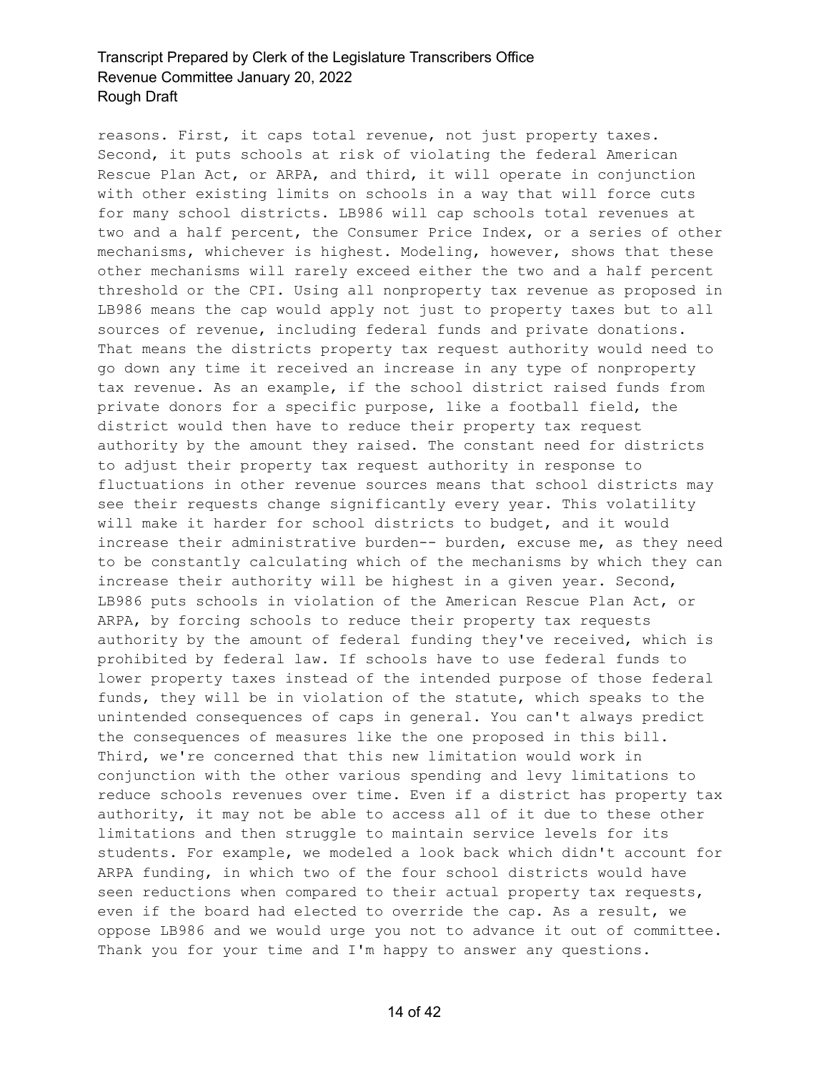reasons. First, it caps total revenue, not just property taxes. Second, it puts schools at risk of violating the federal American Rescue Plan Act, or ARPA, and third, it will operate in conjunction with other existing limits on schools in a way that will force cuts for many school districts. LB986 will cap schools total revenues at two and a half percent, the Consumer Price Index, or a series of other mechanisms, whichever is highest. Modeling, however, shows that these other mechanisms will rarely exceed either the two and a half percent threshold or the CPI. Using all nonproperty tax revenue as proposed in LB986 means the cap would apply not just to property taxes but to all sources of revenue, including federal funds and private donations. That means the districts property tax request authority would need to go down any time it received an increase in any type of nonproperty tax revenue. As an example, if the school district raised funds from private donors for a specific purpose, like a football field, the district would then have to reduce their property tax request authority by the amount they raised. The constant need for districts to adjust their property tax request authority in response to fluctuations in other revenue sources means that school districts may see their requests change significantly every year. This volatility will make it harder for school districts to budget, and it would increase their administrative burden-- burden, excuse me, as they need to be constantly calculating which of the mechanisms by which they can increase their authority will be highest in a given year. Second, LB986 puts schools in violation of the American Rescue Plan Act, or ARPA, by forcing schools to reduce their property tax requests authority by the amount of federal funding they've received, which is prohibited by federal law. If schools have to use federal funds to lower property taxes instead of the intended purpose of those federal funds, they will be in violation of the statute, which speaks to the unintended consequences of caps in general. You can't always predict the consequences of measures like the one proposed in this bill. Third, we're concerned that this new limitation would work in conjunction with the other various spending and levy limitations to reduce schools revenues over time. Even if a district has property tax authority, it may not be able to access all of it due to these other limitations and then struggle to maintain service levels for its students. For example, we modeled a look back which didn't account for ARPA funding, in which two of the four school districts would have seen reductions when compared to their actual property tax requests, even if the board had elected to override the cap. As a result, we oppose LB986 and we would urge you not to advance it out of committee. Thank you for your time and I'm happy to answer any questions.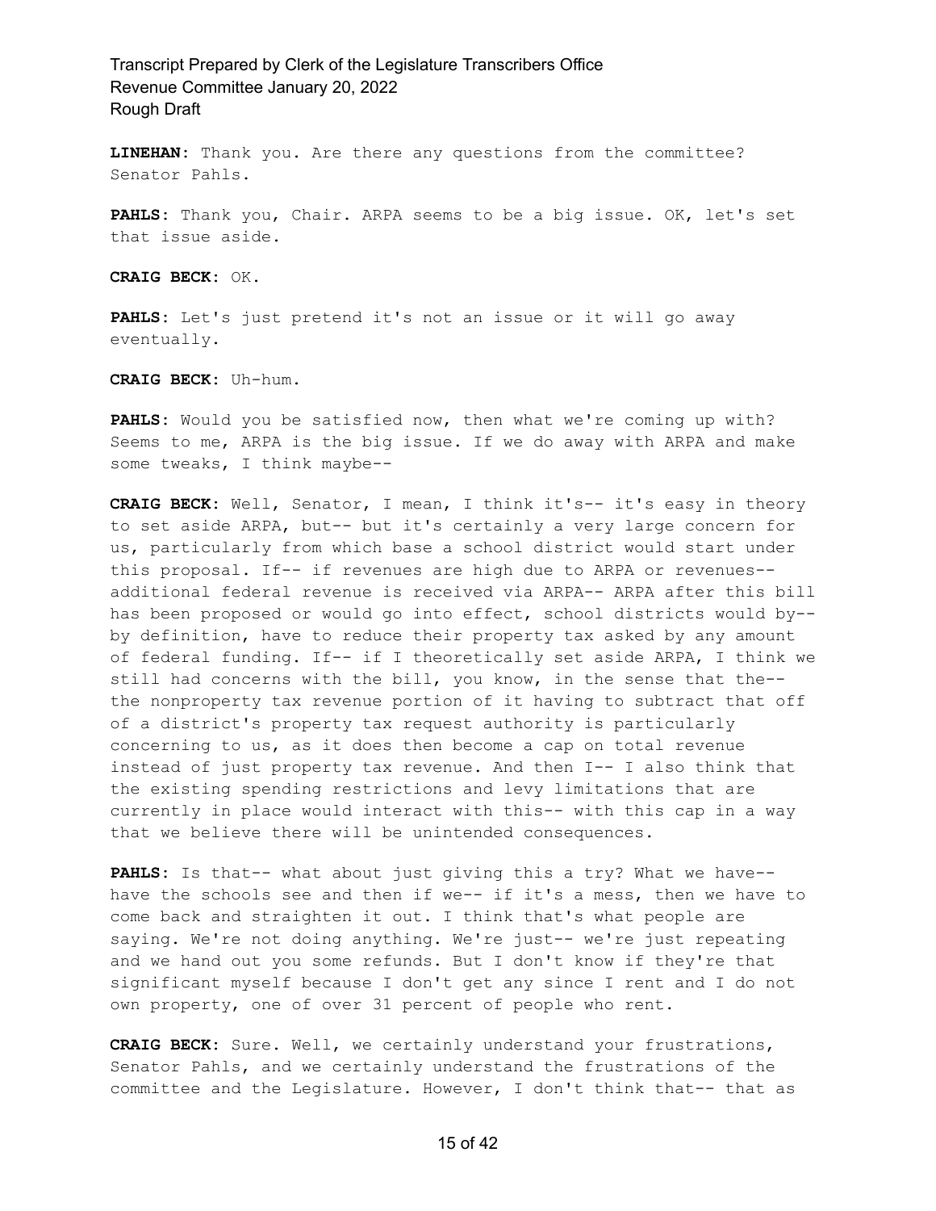**LINEHAN:** Thank you. Are there any questions from the committee? Senator Pahls.

**PAHLS:** Thank you, Chair. ARPA seems to be a big issue. OK, let's set that issue aside.

**CRAIG BECK:** OK.

**PAHLS:** Let's just pretend it's not an issue or it will go away eventually.

**CRAIG BECK:** Uh-hum.

**PAHLS:** Would you be satisfied now, then what we're coming up with? Seems to me, ARPA is the big issue. If we do away with ARPA and make some tweaks, I think maybe--

**CRAIG BECK:** Well, Senator, I mean, I think it's-- it's easy in theory to set aside ARPA, but-- but it's certainly a very large concern for us, particularly from which base a school district would start under this proposal. If-- if revenues are high due to ARPA or revenues-- additional federal revenue is received via ARPA-- ARPA after this bill has been proposed or would go into effect, school districts would by-- by definition, have to reduce their property tax asked by any amount of federal funding. If-- if I theoretically set aside ARPA, I think we still had concerns with the bill, you know, in the sense that the-- the nonproperty tax revenue portion of it having to subtract that off of a district's property tax request authority is particularly concerning to us, as it does then become a cap on total revenue instead of just property tax revenue. And then I-- I also think that the existing spending restrictions and levy limitations that are currently in place would interact with this-- with this cap in a way that we believe there will be unintended consequences.

**PAHLS:** Is that-- what about just giving this a try? What we have-- have the schools see and then if we-- if it's a mess, then we have to come back and straighten it out. I think that's what people are saying. We're not doing anything. We're just-- we're just repeating and we hand out you some refunds. But I don't know if they're that significant myself because I don't get any since I rent and I do not own property, one of over 31 percent of people who rent.

**CRAIG BECK:** Sure. Well, we certainly understand your frustrations, Senator Pahls, and we certainly understand the frustrations of the committee and the Legislature. However, I don't think that-- that as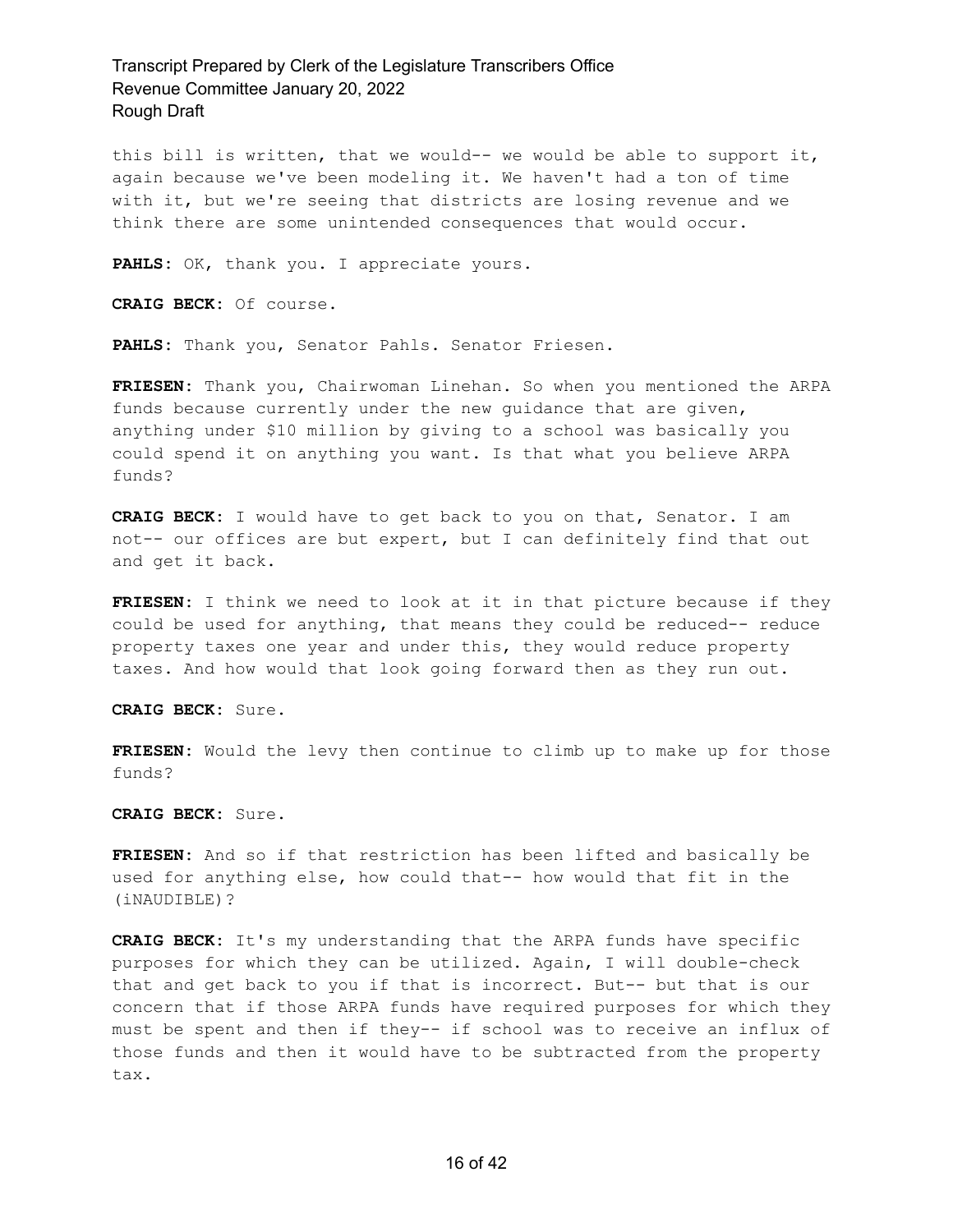this bill is written, that we would-- we would be able to support it, again because we've been modeling it. We haven't had a ton of time with it, but we're seeing that districts are losing revenue and we think there are some unintended consequences that would occur.

**PAHLS:** OK, thank you. I appreciate yours.

**CRAIG BECK:** Of course.

**PAHLS:** Thank you, Senator Pahls. Senator Friesen.

**FRIESEN:** Thank you, Chairwoman Linehan. So when you mentioned the ARPA funds because currently under the new guidance that are given, anything under $10 million by giving to a school was basically you could spend it on anything you want. Is that what you believe ARPA funds?

**CRAIG BECK:** I would have to get back to you on that, Senator. I am not-- our offices are but expert, but I can definitely find that out and get it back.

**FRIESEN:** I think we need to look at it in that picture because if they could be used for anything, that means they could be reduced-- reduce property taxes one year and under this, they would reduce property taxes. And how would that look going forward then as they run out.

**CRAIG BECK:** Sure.

**FRIESEN:** Would the levy then continue to climb up to make up for those funds?

**CRAIG BECK:** Sure.

**FRIESEN:** And so if that restriction has been lifted and basically be used for anything else, how could that-- how would that fit in the (iNAUDIBLE)?

**CRAIG BECK:** It's my understanding that the ARPA funds have specific purposes for which they can be utilized. Again, I will double-check that and get back to you if that is incorrect. But-- but that is our concern that if those ARPA funds have required purposes for which they must be spent and then if they-- if school was to receive an influx of those funds and then it would have to be subtracted from the property tax.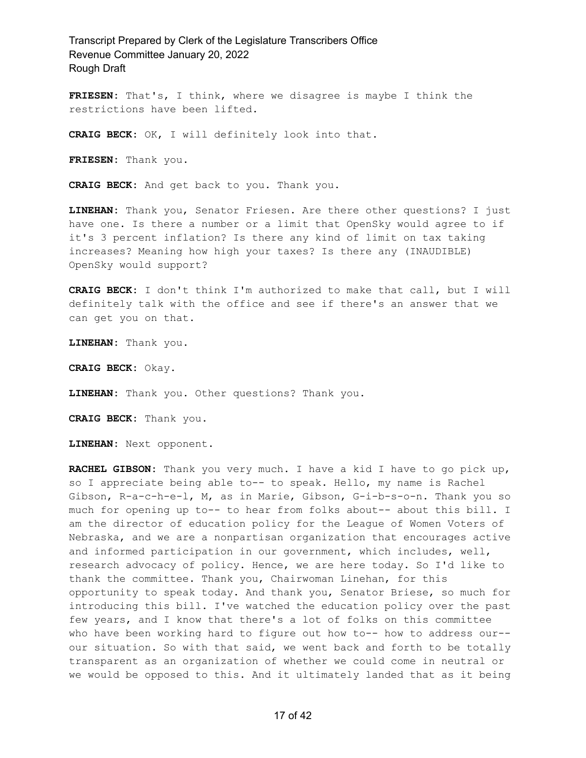**FRIESEN:** That's, I think, where we disagree is maybe I think the restrictions have been lifted.

**CRAIG BECK:** OK, I will definitely look into that.

**FRIESEN:** Thank you.

**CRAIG BECK:** And get back to you. Thank you.

**LINEHAN:** Thank you, Senator Friesen. Are there other questions? I just have one. Is there a number or a limit that OpenSky would agree to if it's 3 percent inflation? Is there any kind of limit on tax taking increases? Meaning how high your taxes? Is there any (INAUDIBLE) OpenSky would support?

**CRAIG BECK:** I don't think I'm authorized to make that call, but I will definitely talk with the office and see if there's an answer that we can get you on that.

**LINEHAN:** Thank you.

**CRAIG BECK:** Okay.

**LINEHAN:** Thank you. Other questions? Thank you.

**CRAIG BECK:** Thank you.

**LINEHAN:** Next opponent.

**RACHEL GIBSON:** Thank you very much. I have a kid I have to go pick up, so I appreciate being able to-- to speak. Hello, my name is Rachel Gibson, R-a-c-h-e-l, M, as in Marie, Gibson, G-i-b-s-o-n. Thank you so much for opening up to-- to hear from folks about-- about this bill. I am the director of education policy for the League of Women Voters of Nebraska, and we are a nonpartisan organization that encourages active and informed participation in our government, which includes, well, research advocacy of policy. Hence, we are here today. So I'd like to thank the committee. Thank you, Chairwoman Linehan, for this opportunity to speak today. And thank you, Senator Briese, so much for introducing this bill. I've watched the education policy over the past few years, and I know that there's a lot of folks on this committee who have been working hard to figure out how to-- how to address our-- our situation. So with that said, we went back and forth to be totally transparent as an organization of whether we could come in neutral or we would be opposed to this. And it ultimately landed that as it being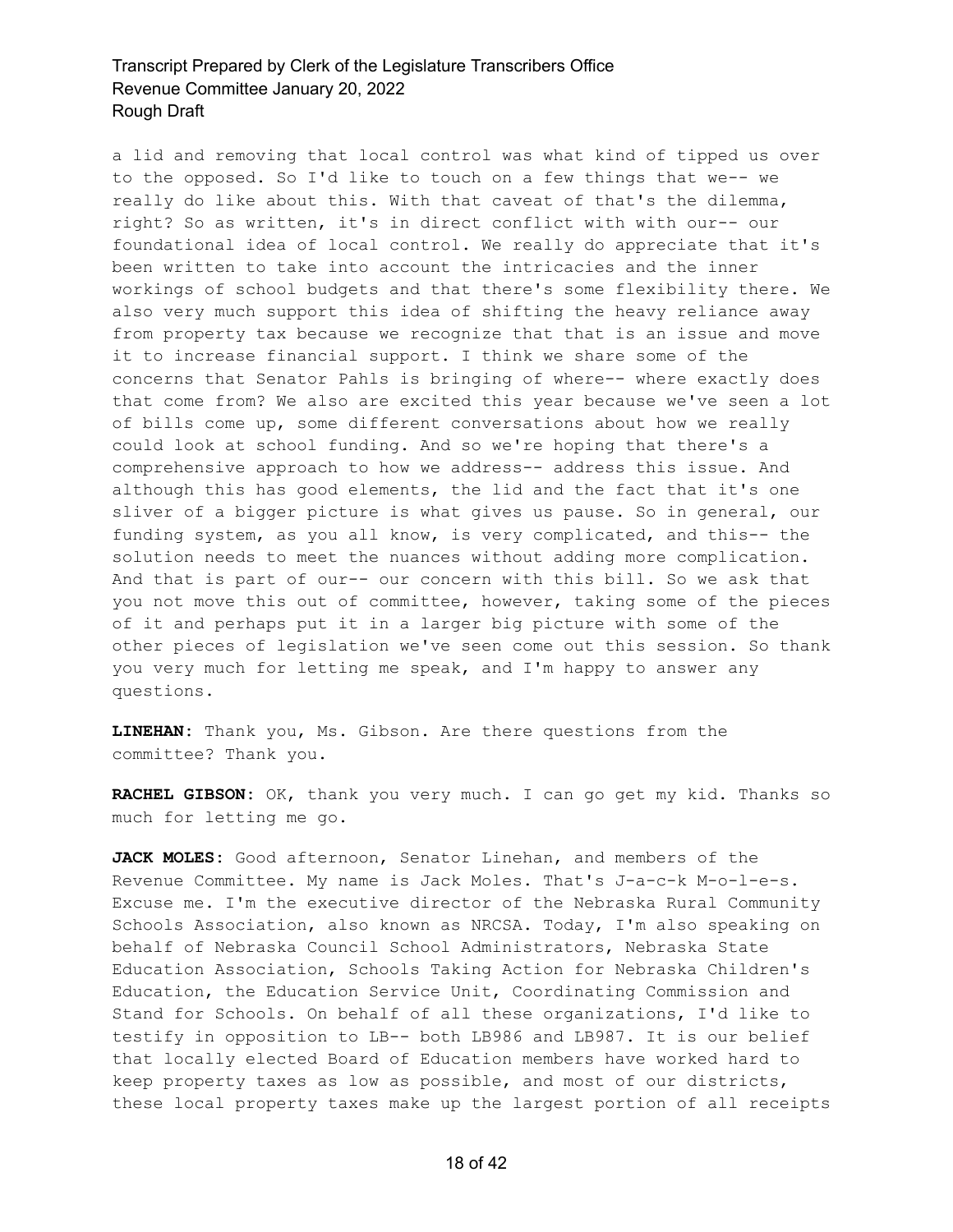a lid and removing that local control was what kind of tipped us over to the opposed. So I'd like to touch on a few things that we-- we really do like about this. With that caveat of that's the dilemma, right? So as written, it's in direct conflict with with our-- our foundational idea of local control. We really do appreciate that it's been written to take into account the intricacies and the inner workings of school budgets and that there's some flexibility there. We also very much support this idea of shifting the heavy reliance away from property tax because we recognize that that is an issue and move it to increase financial support. I think we share some of the concerns that Senator Pahls is bringing of where-- where exactly does that come from? We also are excited this year because we've seen a lot of bills come up, some different conversations about how we really could look at school funding. And so we're hoping that there's a comprehensive approach to how we address-- address this issue. And although this has good elements, the lid and the fact that it's one sliver of a bigger picture is what gives us pause. So in general, our funding system, as you all know, is very complicated, and this-- the solution needs to meet the nuances without adding more complication. And that is part of our-- our concern with this bill. So we ask that you not move this out of committee, however, taking some of the pieces of it and perhaps put it in a larger big picture with some of the other pieces of legislation we've seen come out this session. So thank you very much for letting me speak, and I'm happy to answer any questions.

**LINEHAN:** Thank you, Ms. Gibson. Are there questions from the committee? Thank you.

**RACHEL GIBSON:** OK, thank you very much. I can go get my kid. Thanks so much for letting me go.

**JACK MOLES:** Good afternoon, Senator Linehan, and members of the Revenue Committee. My name is Jack Moles. That's J-a-c-k M-o-l-e-s. Excuse me. I'm the executive director of the Nebraska Rural Community Schools Association, also known as NRCSA. Today, I'm also speaking on behalf of Nebraska Council School Administrators, Nebraska State Education Association, Schools Taking Action for Nebraska Children's Education, the Education Service Unit, Coordinating Commission and Stand for Schools. On behalf of all these organizations, I'd like to testify in opposition to LB-- both LB986 and LB987. It is our belief that locally elected Board of Education members have worked hard to keep property taxes as low as possible, and most of our districts, these local property taxes make up the largest portion of all receipts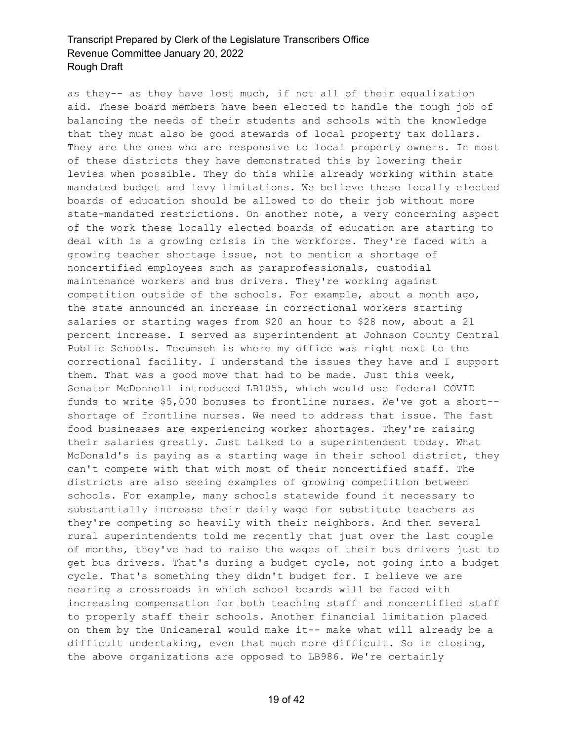as they-- as they have lost much, if not all of their equalization aid. These board members have been elected to handle the tough job of balancing the needs of their students and schools with the knowledge that they must also be good stewards of local property tax dollars. They are the ones who are responsive to local property owners. In most of these districts they have demonstrated this by lowering their levies when possible. They do this while already working within state mandated budget and levy limitations. We believe these locally elected boards of education should be allowed to do their job without more state-mandated restrictions. On another note, a very concerning aspect of the work these locally elected boards of education are starting to deal with is a growing crisis in the workforce. They're faced with a growing teacher shortage issue, not to mention a shortage of noncertified employees such as paraprofessionals, custodial maintenance workers and bus drivers. They're working against competition outside of the schools. For example, about a month ago, the state announced an increase in correctional workers starting salaries or starting wages from $20 an hour to $28 now, about a 21 percent increase. I served as superintendent at Johnson County Central Public Schools. Tecumseh is where my office was right next to the correctional facility. I understand the issues they have and I support them. That was a good move that had to be made. Just this week, Senator McDonnell introduced LB1055, which would use federal COVID funds to write $5,000 bonuses to frontline nurses. We've got a short-- shortage of frontline nurses. We need to address that issue. The fast food businesses are experiencing worker shortages. They're raising their salaries greatly. Just talked to a superintendent today. What McDonald's is paying as a starting wage in their school district, they can't compete with that with most of their noncertified staff. The districts are also seeing examples of growing competition between schools. For example, many schools statewide found it necessary to substantially increase their daily wage for substitute teachers as they're competing so heavily with their neighbors. And then several rural superintendents told me recently that just over the last couple of months, they've had to raise the wages of their bus drivers just to get bus drivers. That's during a budget cycle, not going into a budget cycle. That's something they didn't budget for. I believe we are nearing a crossroads in which school boards will be faced with increasing compensation for both teaching staff and noncertified staff to properly staff their schools. Another financial limitation placed on them by the Unicameral would make it-- make what will already be a difficult undertaking, even that much more difficult. So in closing, the above organizations are opposed to LB986. We're certainly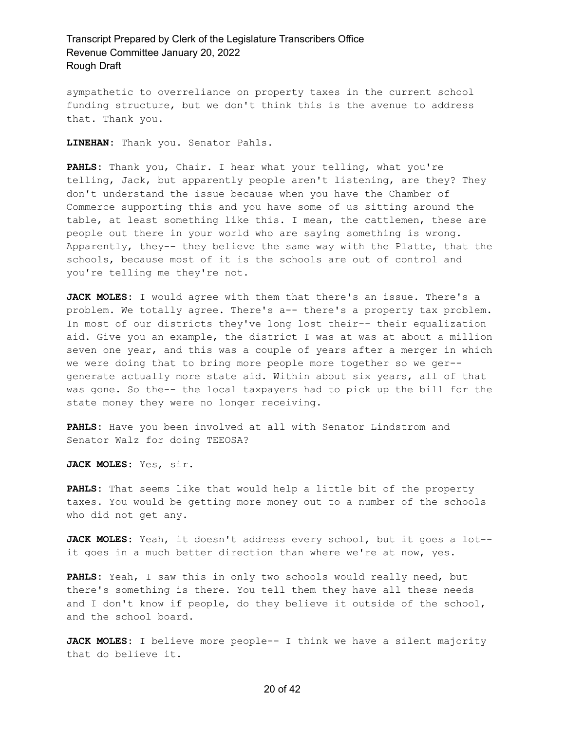sympathetic to overreliance on property taxes in the current school funding structure, but we don't think this is the avenue to address that. Thank you.

**LINEHAN:** Thank you. Senator Pahls.

**PAHLS:** Thank you, Chair. I hear what your telling, what you're telling, Jack, but apparently people aren't listening, are they? They don't understand the issue because when you have the Chamber of Commerce supporting this and you have some of us sitting around the table, at least something like this. I mean, the cattlemen, these are people out there in your world who are saying something is wrong. Apparently, they-- they believe the same way with the Platte, that the schools, because most of it is the schools are out of control and you're telling me they're not.

**JACK MOLES:** I would agree with them that there's an issue. There's a problem. We totally agree. There's a-- there's a property tax problem. In most of our districts they've long lost their-- their equalization aid. Give you an example, the district I was at was at about a million seven one year, and this was a couple of years after a merger in which we were doing that to bring more people more together so we ger-- generate actually more state aid. Within about six years, all of that was gone. So the-- the local taxpayers had to pick up the bill for the state money they were no longer receiving.

**PAHLS:** Have you been involved at all with Senator Lindstrom and Senator Walz for doing TEEOSA?

**JACK MOLES:** Yes, sir.

**PAHLS:** That seems like that would help a little bit of the property taxes. You would be getting more money out to a number of the schools who did not get any.

**JACK MOLES:** Yeah, it doesn't address every school, but it goes a lot-- it goes in a much better direction than where we're at now, yes.

**PAHLS:** Yeah, I saw this in only two schools would really need, but there's something is there. You tell them they have all these needs and I don't know if people, do they believe it outside of the school, and the school board.

**JACK MOLES:** I believe more people-- I think we have a silent majority that do believe it.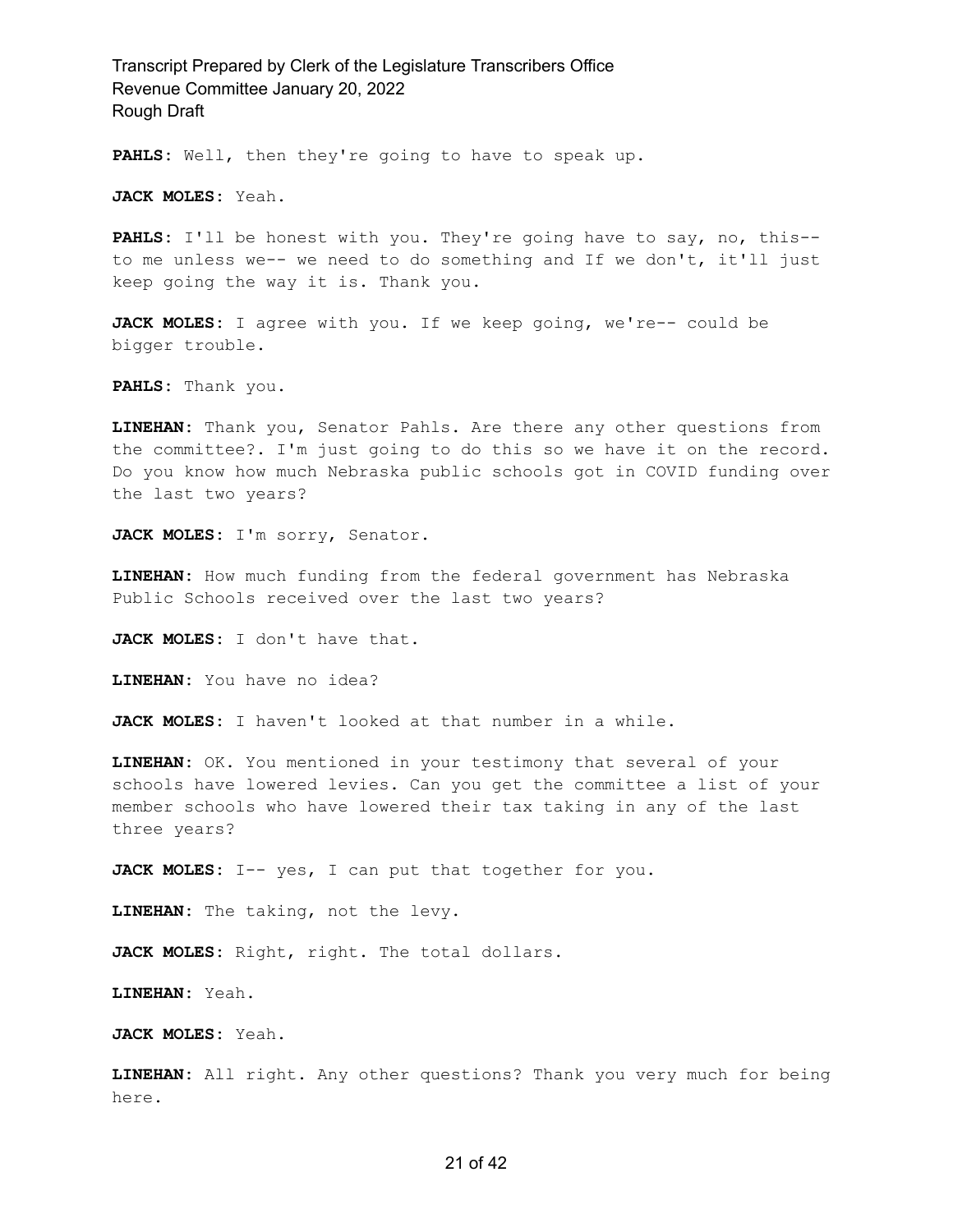**PAHLS:** Well, then they're going to have to speak up.

**JACK MOLES:** Yeah.

**PAHLS:** I'll be honest with you. They're going have to say, no, this-- to me unless we-- we need to do something and If we don't, it'll just keep going the way it is. Thank you.

**JACK MOLES:** I agree with you. If we keep going, we're-- could be bigger trouble.

**PAHLS:** Thank you.

**LINEHAN:** Thank you, Senator Pahls. Are there any other questions from the committee?. I'm just going to do this so we have it on the record. Do you know how much Nebraska public schools got in COVID funding over the last two years?

**JACK MOLES:** I'm sorry, Senator.

**LINEHAN:** How much funding from the federal government has Nebraska Public Schools received over the last two years?

**JACK MOLES:** I don't have that.

**LINEHAN:** You have no idea?

**JACK MOLES:** I haven't looked at that number in a while.

**LINEHAN:** OK. You mentioned in your testimony that several of your schools have lowered levies. Can you get the committee a list of your member schools who have lowered their tax taking in any of the last three years?

**JACK MOLES:** I-- yes, I can put that together for you.

**LINEHAN:** The taking, not the levy.

**JACK MOLES:** Right, right. The total dollars.

**LINEHAN:** Yeah.

**JACK MOLES:** Yeah.

**LINEHAN:** All right. Any other questions? Thank you very much for being here.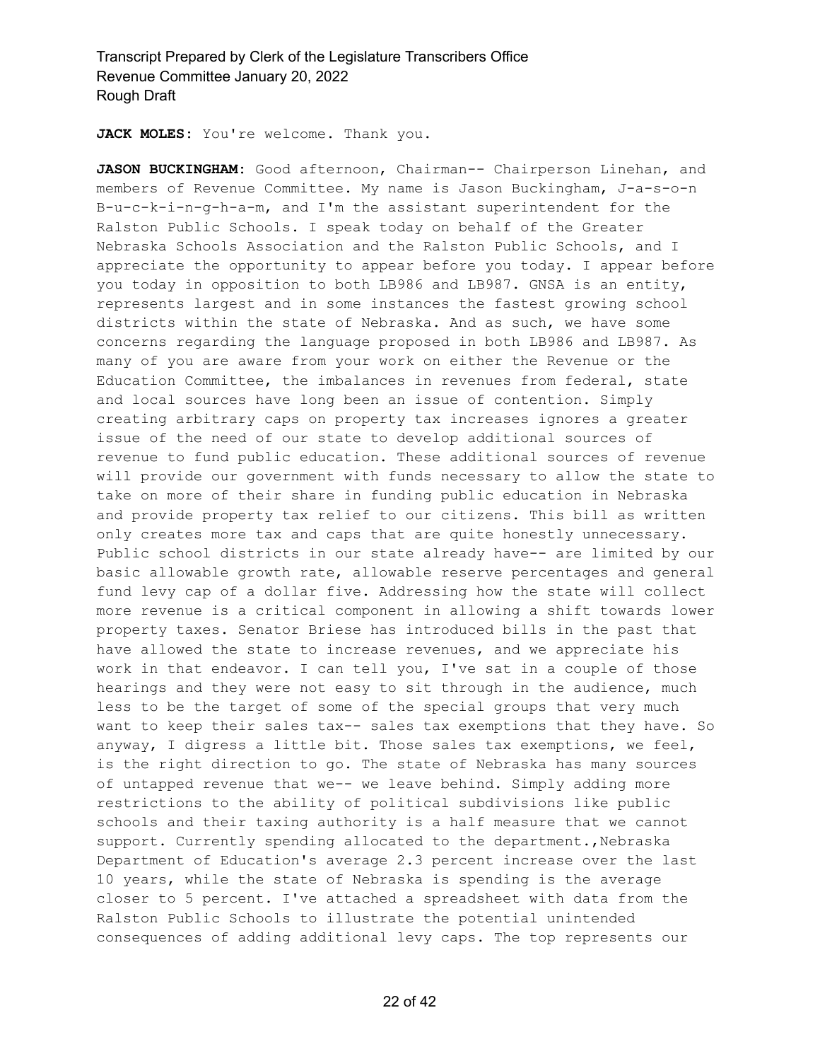**JACK MOLES:** You're welcome. Thank you.

**JASON BUCKINGHAM:** Good afternoon, Chairman-- Chairperson Linehan, and members of Revenue Committee. My name is Jason Buckingham, J-a-s-o-n B-u-c-k-i-n-g-h-a-m, and I'm the assistant superintendent for the Ralston Public Schools. I speak today on behalf of the Greater Nebraska Schools Association and the Ralston Public Schools, and I appreciate the opportunity to appear before you today. I appear before you today in opposition to both LB986 and LB987. GNSA is an entity, represents largest and in some instances the fastest growing school districts within the state of Nebraska. And as such, we have some concerns regarding the language proposed in both LB986 and LB987. As many of you are aware from your work on either the Revenue or the Education Committee, the imbalances in revenues from federal, state and local sources have long been an issue of contention. Simply creating arbitrary caps on property tax increases ignores a greater issue of the need of our state to develop additional sources of revenue to fund public education. These additional sources of revenue will provide our government with funds necessary to allow the state to take on more of their share in funding public education in Nebraska and provide property tax relief to our citizens. This bill as written only creates more tax and caps that are quite honestly unnecessary. Public school districts in our state already have-- are limited by our basic allowable growth rate, allowable reserve percentages and general fund levy cap of a dollar five. Addressing how the state will collect more revenue is a critical component in allowing a shift towards lower property taxes. Senator Briese has introduced bills in the past that have allowed the state to increase revenues, and we appreciate his work in that endeavor. I can tell you, I've sat in a couple of those hearings and they were not easy to sit through in the audience, much less to be the target of some of the special groups that very much want to keep their sales tax-- sales tax exemptions that they have. So anyway, I digress a little bit. Those sales tax exemptions, we feel, is the right direction to go. The state of Nebraska has many sources of untapped revenue that we-- we leave behind. Simply adding more restrictions to the ability of political subdivisions like public schools and their taxing authority is a half measure that we cannot support. Currently spending allocated to the department.,Nebraska Department of Education's average 2.3 percent increase over the last 10 years, while the state of Nebraska is spending is the average closer to 5 percent. I've attached a spreadsheet with data from the Ralston Public Schools to illustrate the potential unintended consequences of adding additional levy caps. The top represents our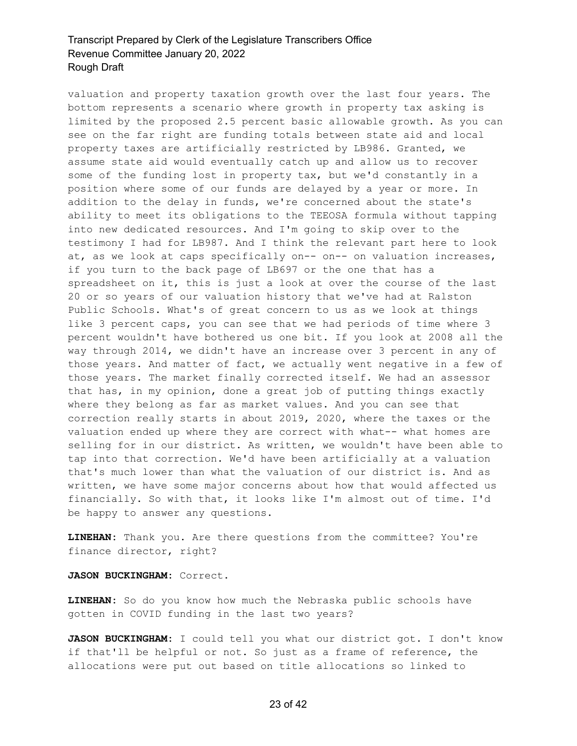valuation and property taxation growth over the last four years. The bottom represents a scenario where growth in property tax asking is limited by the proposed 2.5 percent basic allowable growth. As you can see on the far right are funding totals between state aid and local property taxes are artificially restricted by LB986. Granted, we assume state aid would eventually catch up and allow us to recover some of the funding lost in property tax, but we'd constantly in a position where some of our funds are delayed by a year or more. In addition to the delay in funds, we're concerned about the state's ability to meet its obligations to the TEEOSA formula without tapping into new dedicated resources. And I'm going to skip over to the testimony I had for LB987. And I think the relevant part here to look at, as we look at caps specifically on-- on-- on valuation increases, if you turn to the back page of LB697 or the one that has a spreadsheet on it, this is just a look at over the course of the last 20 or so years of our valuation history that we've had at Ralston Public Schools. What's of great concern to us as we look at things like 3 percent caps, you can see that we had periods of time where 3 percent wouldn't have bothered us one bit. If you look at 2008 all the way through 2014, we didn't have an increase over 3 percent in any of those years. And matter of fact, we actually went negative in a few of those years. The market finally corrected itself. We had an assessor that has, in my opinion, done a great job of putting things exactly where they belong as far as market values. And you can see that correction really starts in about 2019, 2020, where the taxes or the valuation ended up where they are correct with what-- what homes are selling for in our district. As written, we wouldn't have been able to tap into that correction. We'd have been artificially at a valuation that's much lower than what the valuation of our district is. And as written, we have some major concerns about how that would affected us financially. So with that, it looks like I'm almost out of time. I'd be happy to answer any questions.

**LINEHAN:** Thank you. Are there questions from the committee? You're finance director, right?

**JASON BUCKINGHAM:** Correct.

**LINEHAN:** So do you know how much the Nebraska public schools have gotten in COVID funding in the last two years?

**JASON BUCKINGHAM:** I could tell you what our district got. I don't know if that'll be helpful or not. So just as a frame of reference, the allocations were put out based on title allocations so linked to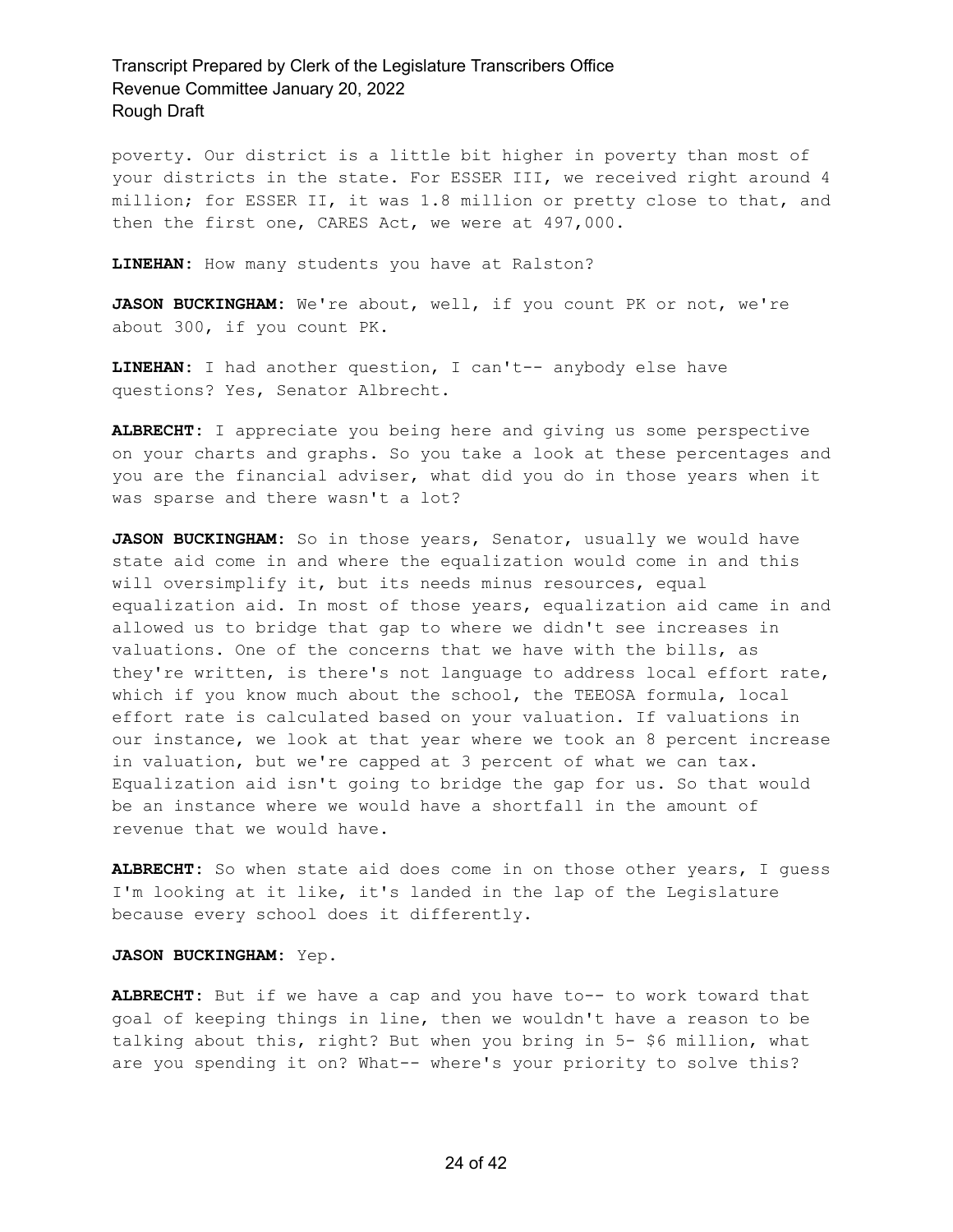poverty. Our district is a little bit higher in poverty than most of your districts in the state. For ESSER III, we received right around 4 million; for ESSER II, it was 1.8 million or pretty close to that, and then the first one, CARES Act, we were at 497,000.

**LINEHAN:** How many students you have at Ralston?

**JASON BUCKINGHAM:** We're about, well, if you count PK or not, we're about 300, if you count PK.

**LINEHAN:** I had another question, I can't-- anybody else have questions? Yes, Senator Albrecht.

**ALBRECHT:** I appreciate you being here and giving us some perspective on your charts and graphs. So you take a look at these percentages and you are the financial adviser, what did you do in those years when it was sparse and there wasn't a lot?

**JASON BUCKINGHAM:** So in those years, Senator, usually we would have state aid come in and where the equalization would come in and this will oversimplify it, but its needs minus resources, equal equalization aid. In most of those years, equalization aid came in and allowed us to bridge that gap to where we didn't see increases in valuations. One of the concerns that we have with the bills, as they're written, is there's not language to address local effort rate, which if you know much about the school, the TEEOSA formula, local effort rate is calculated based on your valuation. If valuations in our instance, we look at that year where we took an 8 percent increase in valuation, but we're capped at 3 percent of what we can tax. Equalization aid isn't going to bridge the gap for us. So that would be an instance where we would have a shortfall in the amount of revenue that we would have.

**ALBRECHT:** So when state aid does come in on those other years, I guess I'm looking at it like, it's landed in the lap of the Legislature because every school does it differently.

**JASON BUCKINGHAM:** Yep.

**ALBRECHT:** But if we have a cap and you have to-- to work toward that goal of keeping things in line, then we wouldn't have a reason to be talking about this, right? But when you bring in 5- $6 million, what are you spending it on? What-- where's your priority to solve this?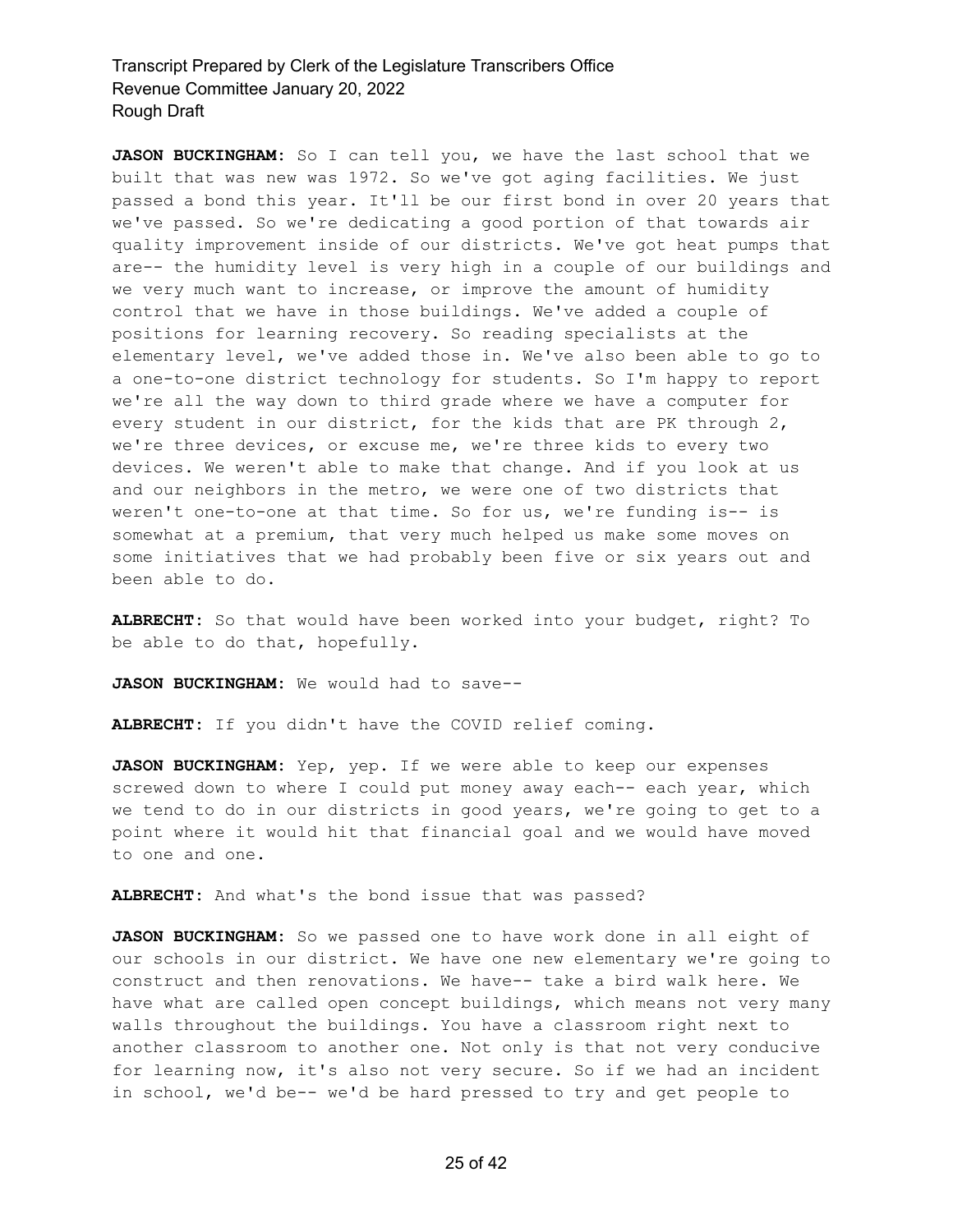**JASON BUCKINGHAM:** So I can tell you, we have the last school that we built that was new was 1972. So we've got aging facilities. We just passed a bond this year. It'll be our first bond in over 20 years that we've passed. So we're dedicating a good portion of that towards air quality improvement inside of our districts. We've got heat pumps that are-- the humidity level is very high in a couple of our buildings and we very much want to increase, or improve the amount of humidity control that we have in those buildings. We've added a couple of positions for learning recovery. So reading specialists at the elementary level, we've added those in. We've also been able to go to a one-to-one district technology for students. So I'm happy to report we're all the way down to third grade where we have a computer for every student in our district, for the kids that are PK through 2, we're three devices, or excuse me, we're three kids to every two devices. We weren't able to make that change. And if you look at us and our neighbors in the metro, we were one of two districts that weren't one-to-one at that time. So for us, we're funding is-- is somewhat at a premium, that very much helped us make some moves on some initiatives that we had probably been five or six years out and been able to do.

**ALBRECHT:** So that would have been worked into your budget, right? To be able to do that, hopefully.

**JASON BUCKINGHAM:** We would had to save--

**ALBRECHT:** If you didn't have the COVID relief coming.

**JASON BUCKINGHAM:** Yep, yep. If we were able to keep our expenses screwed down to where I could put money away each-- each year, which we tend to do in our districts in good years, we're going to get to a point where it would hit that financial goal and we would have moved to one and one.

**ALBRECHT:** And what's the bond issue that was passed?

**JASON BUCKINGHAM:** So we passed one to have work done in all eight of our schools in our district. We have one new elementary we're going to construct and then renovations. We have-- take a bird walk here. We have what are called open concept buildings, which means not very many walls throughout the buildings. You have a classroom right next to another classroom to another one. Not only is that not very conducive for learning now, it's also not very secure. So if we had an incident in school, we'd be-- we'd be hard pressed to try and get people to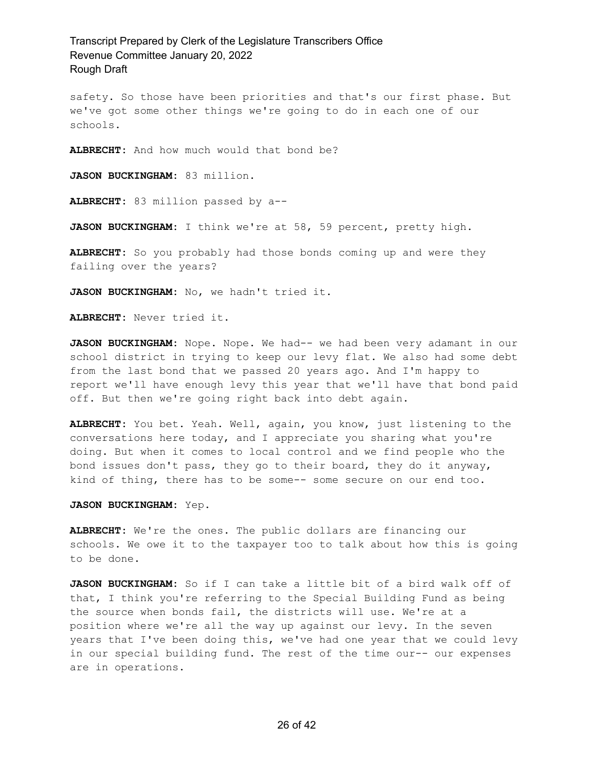safety. So those have been priorities and that's our first phase. But we've got some other things we're going to do in each one of our schools.

**ALBRECHT:** And how much would that bond be?

**JASON BUCKINGHAM:** 83 million.

**ALBRECHT:** 83 million passed by a--

**JASON BUCKINGHAM:** I think we're at 58, 59 percent, pretty high.

**ALBRECHT:** So you probably had those bonds coming up and were they failing over the years?

**JASON BUCKINGHAM:** No, we hadn't tried it.

**ALBRECHT:** Never tried it.

**JASON BUCKINGHAM:** Nope. Nope. We had-- we had been very adamant in our school district in trying to keep our levy flat. We also had some debt from the last bond that we passed 20 years ago. And I'm happy to report we'll have enough levy this year that we'll have that bond paid off. But then we're going right back into debt again.

**ALBRECHT:** You bet. Yeah. Well, again, you know, just listening to the conversations here today, and I appreciate you sharing what you're doing. But when it comes to local control and we find people who the bond issues don't pass, they go to their board, they do it anyway, kind of thing, there has to be some-- some secure on our end too.

**JASON BUCKINGHAM:** Yep.

**ALBRECHT:** We're the ones. The public dollars are financing our schools. We owe it to the taxpayer too to talk about how this is going to be done.

**JASON BUCKINGHAM:** So if I can take a little bit of a bird walk off of that, I think you're referring to the Special Building Fund as being the source when bonds fail, the districts will use. We're at a position where we're all the way up against our levy. In the seven years that I've been doing this, we've had one year that we could levy in our special building fund. The rest of the time our-- our expenses are in operations.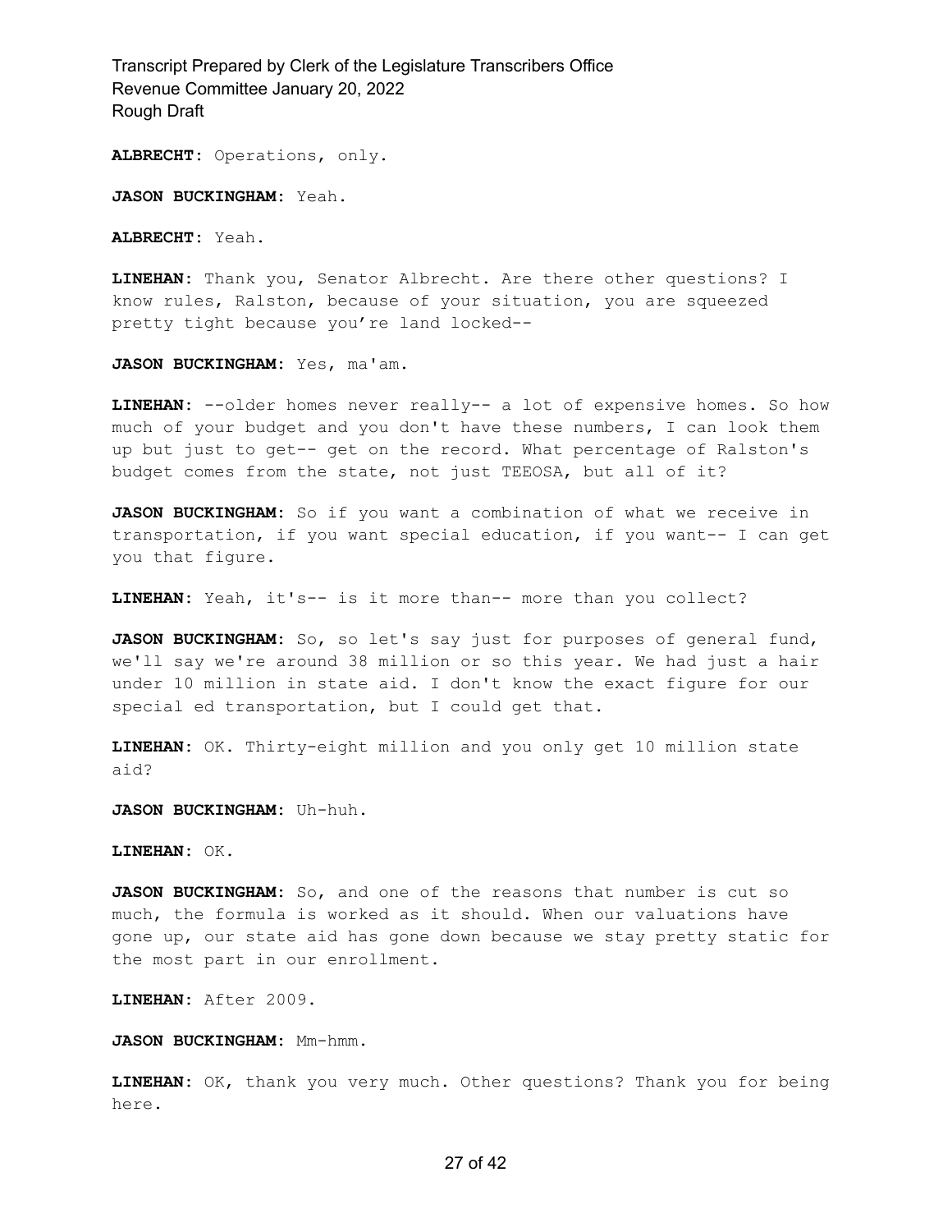**ALBRECHT:** Operations, only.

**JASON BUCKINGHAM:** Yeah.

**ALBRECHT:** Yeah.

**LINEHAN:** Thank you, Senator Albrecht. Are there other questions? I know rules, Ralston, because of your situation, you are squeezed pretty tight because you're land locked--

**JASON BUCKINGHAM:** Yes, ma'am.

**LINEHAN:** --older homes never really-- a lot of expensive homes. So how much of your budget and you don't have these numbers, I can look them up but just to get-- get on the record. What percentage of Ralston's budget comes from the state, not just TEEOSA, but all of it?

**JASON BUCKINGHAM:** So if you want a combination of what we receive in transportation, if you want special education, if you want-- I can get you that figure.

**LINEHAN:** Yeah, it's-- is it more than-- more than you collect?

**JASON BUCKINGHAM:** So, so let's say just for purposes of general fund, we'll say we're around 38 million or so this year. We had just a hair under 10 million in state aid. I don't know the exact figure for our special ed transportation, but I could get that.

**LINEHAN:** OK. Thirty-eight million and you only get 10 million state aid?

**JASON BUCKINGHAM:** Uh-huh.

**LINEHAN:** OK.

**JASON BUCKINGHAM:** So, and one of the reasons that number is cut so much, the formula is worked as it should. When our valuations have gone up, our state aid has gone down because we stay pretty static for the most part in our enrollment.

**LINEHAN:** After 2009.

**JASON BUCKINGHAM:** Mm-hmm.

**LINEHAN:** OK, thank you very much. Other questions? Thank you for being here.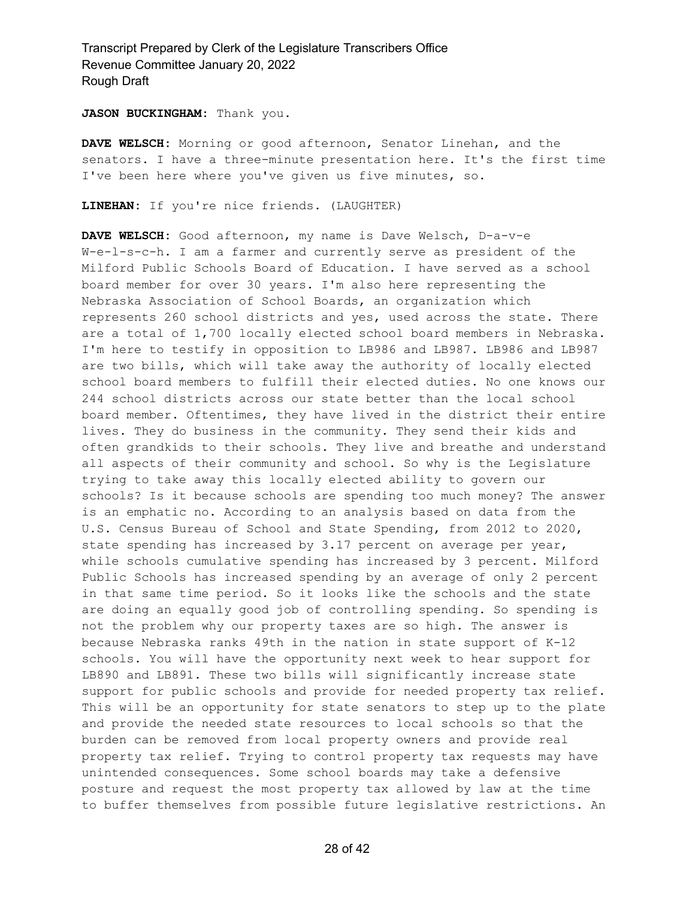**JASON BUCKINGHAM:** Thank you.

**DAVE WELSCH:** Morning or good afternoon, Senator Linehan, and the senators. I have a three-minute presentation here. It's the first time I've been here where you've given us five minutes, so.

**LINEHAN:** If you're nice friends. (LAUGHTER)

**DAVE WELSCH:** Good afternoon, my name is Dave Welsch, D-a-v-e W-e-l-s-c-h. I am a farmer and currently serve as president of the Milford Public Schools Board of Education. I have served as a school board member for over 30 years. I'm also here representing the Nebraska Association of School Boards, an organization which represents 260 school districts and yes, used across the state. There are a total of 1,700 locally elected school board members in Nebraska. I'm here to testify in opposition to LB986 and LB987. LB986 and LB987 are two bills, which will take away the authority of locally elected school board members to fulfill their elected duties. No one knows our 244 school districts across our state better than the local school board member. Oftentimes, they have lived in the district their entire lives. They do business in the community. They send their kids and often grandkids to their schools. They live and breathe and understand all aspects of their community and school. So why is the Legislature trying to take away this locally elected ability to govern our schools? Is it because schools are spending too much money? The answer is an emphatic no. According to an analysis based on data from the U.S. Census Bureau of School and State Spending, from 2012 to 2020, state spending has increased by 3.17 percent on average per year, while schools cumulative spending has increased by 3 percent. Milford Public Schools has increased spending by an average of only 2 percent in that same time period. So it looks like the schools and the state are doing an equally good job of controlling spending. So spending is not the problem why our property taxes are so high. The answer is because Nebraska ranks 49th in the nation in state support of K-12 schools. You will have the opportunity next week to hear support for LB890 and LB891. These two bills will significantly increase state support for public schools and provide for needed property tax relief. This will be an opportunity for state senators to step up to the plate and provide the needed state resources to local schools so that the burden can be removed from local property owners and provide real property tax relief. Trying to control property tax requests may have unintended consequences. Some school boards may take a defensive posture and request the most property tax allowed by law at the time to buffer themselves from possible future legislative restrictions. An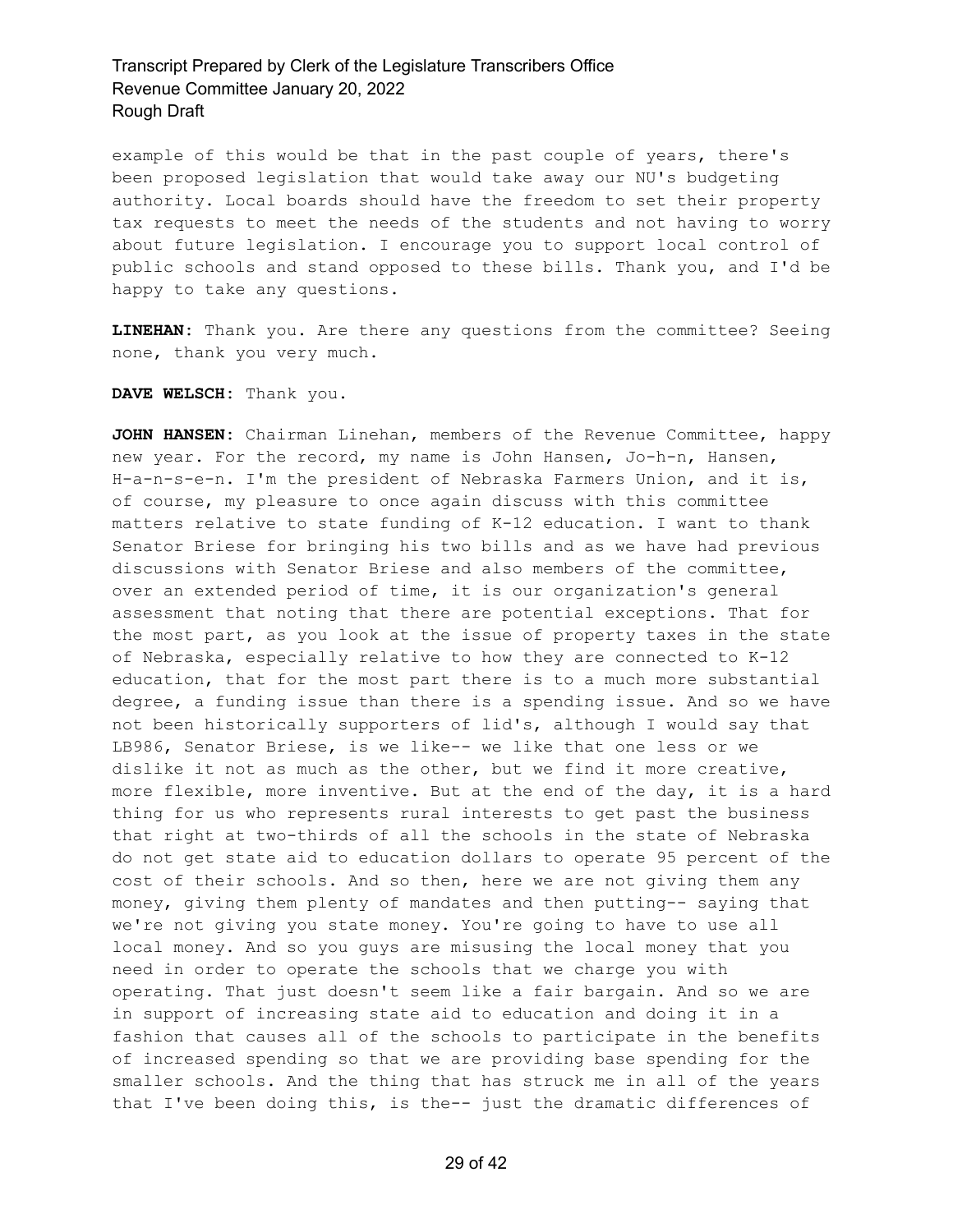example of this would be that in the past couple of years, there's been proposed legislation that would take away our NU's budgeting authority. Local boards should have the freedom to set their property tax requests to meet the needs of the students and not having to worry about future legislation. I encourage you to support local control of public schools and stand opposed to these bills. Thank you, and I'd be happy to take any questions.

**LINEHAN:** Thank you. Are there any questions from the committee? Seeing none, thank you very much.

**DAVE WELSCH:** Thank you.

**JOHN HANSEN:** Chairman Linehan, members of the Revenue Committee, happy new year. For the record, my name is John Hansen, Jo-h-n, Hansen, H-a-n-s-e-n. I'm the president of Nebraska Farmers Union, and it is, of course, my pleasure to once again discuss with this committee matters relative to state funding of K-12 education. I want to thank Senator Briese for bringing his two bills and as we have had previous discussions with Senator Briese and also members of the committee, over an extended period of time, it is our organization's general assessment that noting that there are potential exceptions. That for the most part, as you look at the issue of property taxes in the state of Nebraska, especially relative to how they are connected to K-12 education, that for the most part there is to a much more substantial degree, a funding issue than there is a spending issue. And so we have not been historically supporters of lid's, although I would say that LB986, Senator Briese, is we like-- we like that one less or we dislike it not as much as the other, but we find it more creative, more flexible, more inventive. But at the end of the day, it is a hard thing for us who represents rural interests to get past the business that right at two-thirds of all the schools in the state of Nebraska do not get state aid to education dollars to operate 95 percent of the cost of their schools. And so then, here we are not giving them any money, giving them plenty of mandates and then putting-- saying that we're not giving you state money. You're going to have to use all local money. And so you guys are misusing the local money that you need in order to operate the schools that we charge you with operating. That just doesn't seem like a fair bargain. And so we are in support of increasing state aid to education and doing it in a fashion that causes all of the schools to participate in the benefits of increased spending so that we are providing base spending for the smaller schools. And the thing that has struck me in all of the years that I've been doing this, is the-- just the dramatic differences of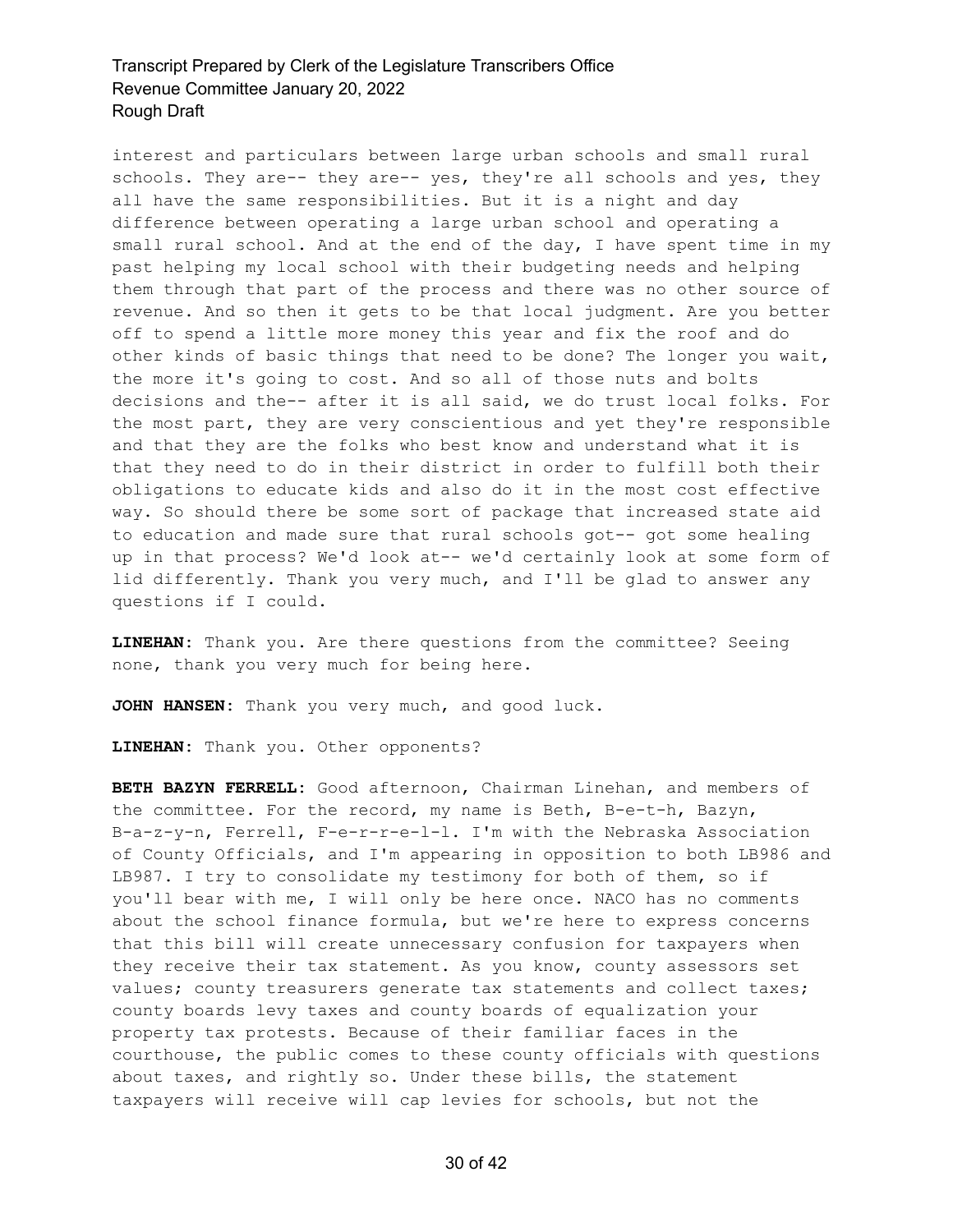interest and particulars between large urban schools and small rural schools. They are-- they are-- yes, they're all schools and yes, they all have the same responsibilities. But it is a night and day difference between operating a large urban school and operating a small rural school. And at the end of the day, I have spent time in my past helping my local school with their budgeting needs and helping them through that part of the process and there was no other source of revenue. And so then it gets to be that local judgment. Are you better off to spend a little more money this year and fix the roof and do other kinds of basic things that need to be done? The longer you wait, the more it's going to cost. And so all of those nuts and bolts decisions and the-- after it is all said, we do trust local folks. For the most part, they are very conscientious and yet they're responsible and that they are the folks who best know and understand what it is that they need to do in their district in order to fulfill both their obligations to educate kids and also do it in the most cost effective way. So should there be some sort of package that increased state aid to education and made sure that rural schools got-- got some healing up in that process? We'd look at-- we'd certainly look at some form of lid differently. Thank you very much, and I'll be glad to answer any questions if I could.

**LINEHAN:** Thank you. Are there questions from the committee? Seeing none, thank you very much for being here.

**JOHN HANSEN:** Thank you very much, and good luck.

**LINEHAN:** Thank you. Other opponents?

**BETH BAZYN FERRELL:** Good afternoon, Chairman Linehan, and members of the committee. For the record, my name is Beth, B-e-t-h, Bazyn, B-a-z-y-n, Ferrell, F-e-r-r-e-l-l. I'm with the Nebraska Association of County Officials, and I'm appearing in opposition to both LB986 and LB987. I try to consolidate my testimony for both of them, so if you'll bear with me, I will only be here once. NACO has no comments about the school finance formula, but we're here to express concerns that this bill will create unnecessary confusion for taxpayers when they receive their tax statement. As you know, county assessors set values; county treasurers generate tax statements and collect taxes; county boards levy taxes and county boards of equalization your property tax protests. Because of their familiar faces in the courthouse, the public comes to these county officials with questions about taxes, and rightly so. Under these bills, the statement taxpayers will receive will cap levies for schools, but not the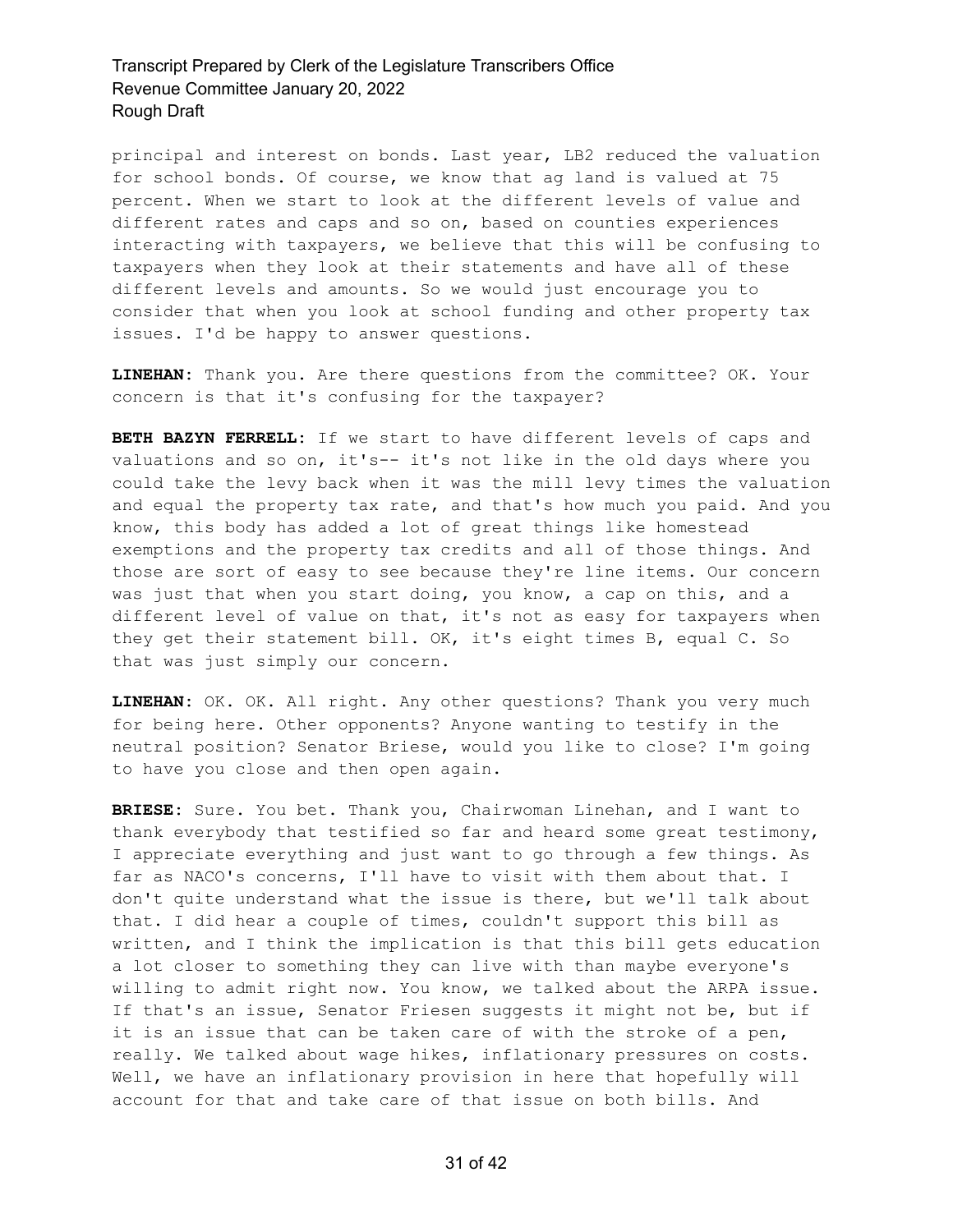principal and interest on bonds. Last year, LB2 reduced the valuation for school bonds. Of course, we know that ag land is valued at 75 percent. When we start to look at the different levels of value and different rates and caps and so on, based on counties experiences interacting with taxpayers, we believe that this will be confusing to taxpayers when they look at their statements and have all of these different levels and amounts. So we would just encourage you to consider that when you look at school funding and other property tax issues. I'd be happy to answer questions.

**LINEHAN:** Thank you. Are there questions from the committee? OK. Your concern is that it's confusing for the taxpayer?

**BETH BAZYN FERRELL:** If we start to have different levels of caps and valuations and so on, it's-- it's not like in the old days where you could take the levy back when it was the mill levy times the valuation and equal the property tax rate, and that's how much you paid. And you know, this body has added a lot of great things like homestead exemptions and the property tax credits and all of those things. And those are sort of easy to see because they're line items. Our concern was just that when you start doing, you know, a cap on this, and a different level of value on that, it's not as easy for taxpayers when they get their statement bill. OK, it's eight times B, equal C. So that was just simply our concern.

**LINEHAN:** OK. OK. All right. Any other questions? Thank you very much for being here. Other opponents? Anyone wanting to testify in the neutral position? Senator Briese, would you like to close? I'm going to have you close and then open again.

**BRIESE:** Sure. You bet. Thank you, Chairwoman Linehan, and I want to thank everybody that testified so far and heard some great testimony, I appreciate everything and just want to go through a few things. As far as NACO's concerns, I'll have to visit with them about that. I don't quite understand what the issue is there, but we'll talk about that. I did hear a couple of times, couldn't support this bill as written, and I think the implication is that this bill gets education a lot closer to something they can live with than maybe everyone's willing to admit right now. You know, we talked about the ARPA issue. If that's an issue, Senator Friesen suggests it might not be, but if it is an issue that can be taken care of with the stroke of a pen, really. We talked about wage hikes, inflationary pressures on costs. Well, we have an inflationary provision in here that hopefully will account for that and take care of that issue on both bills. And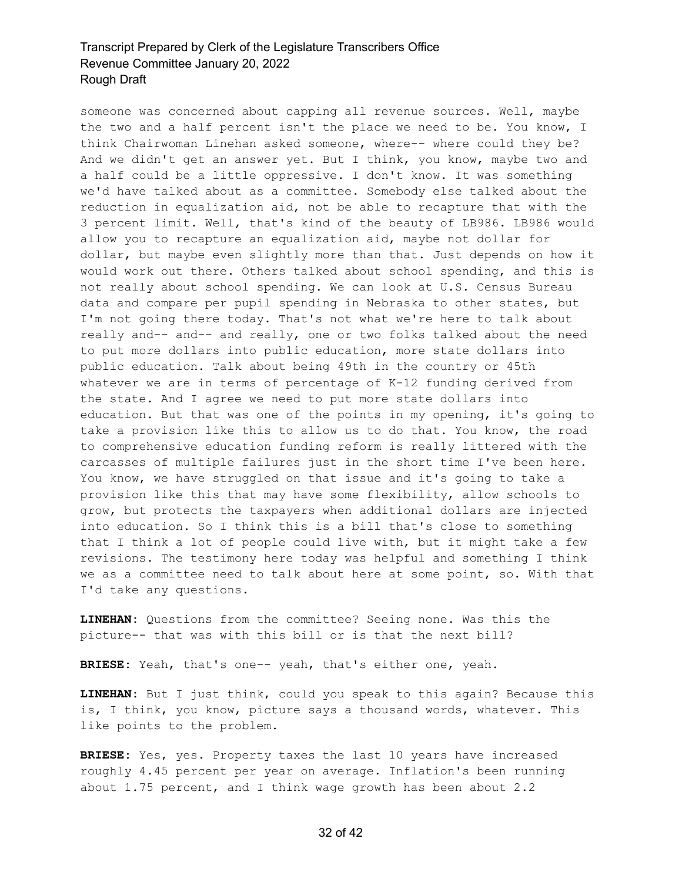someone was concerned about capping all revenue sources. Well, maybe the two and a half percent isn't the place we need to be. You know, I think Chairwoman Linehan asked someone, where-- where could they be? And we didn't get an answer yet. But I think, you know, maybe two and a half could be a little oppressive. I don't know. It was something we'd have talked about as a committee. Somebody else talked about the reduction in equalization aid, not be able to recapture that with the 3 percent limit. Well, that's kind of the beauty of LB986. LB986 would allow you to recapture an equalization aid, maybe not dollar for dollar, but maybe even slightly more than that. Just depends on how it would work out there. Others talked about school spending, and this is not really about school spending. We can look at U.S. Census Bureau data and compare per pupil spending in Nebraska to other states, but I'm not going there today. That's not what we're here to talk about really and-- and-- and really, one or two folks talked about the need to put more dollars into public education, more state dollars into public education. Talk about being 49th in the country or 45th whatever we are in terms of percentage of K-12 funding derived from the state. And I agree we need to put more state dollars into education. But that was one of the points in my opening, it's going to take a provision like this to allow us to do that. You know, the road to comprehensive education funding reform is really littered with the carcasses of multiple failures just in the short time I've been here. You know, we have struggled on that issue and it's going to take a provision like this that may have some flexibility, allow schools to grow, but protects the taxpayers when additional dollars are injected into education. So I think this is a bill that's close to something that I think a lot of people could live with, but it might take a few revisions. The testimony here today was helpful and something I think we as a committee need to talk about here at some point, so. With that I'd take any questions.

**LINEHAN:** Questions from the committee? Seeing none. Was this the picture-- that was with this bill or is that the next bill?

**BRIESE:** Yeah, that's one-- yeah, that's either one, yeah.

**LINEHAN:** But I just think, could you speak to this again? Because this is, I think, you know, picture says a thousand words, whatever. This like points to the problem.

**BRIESE:** Yes, yes. Property taxes the last 10 years have increased roughly 4.45 percent per year on average. Inflation's been running about 1.75 percent, and I think wage growth has been about 2.2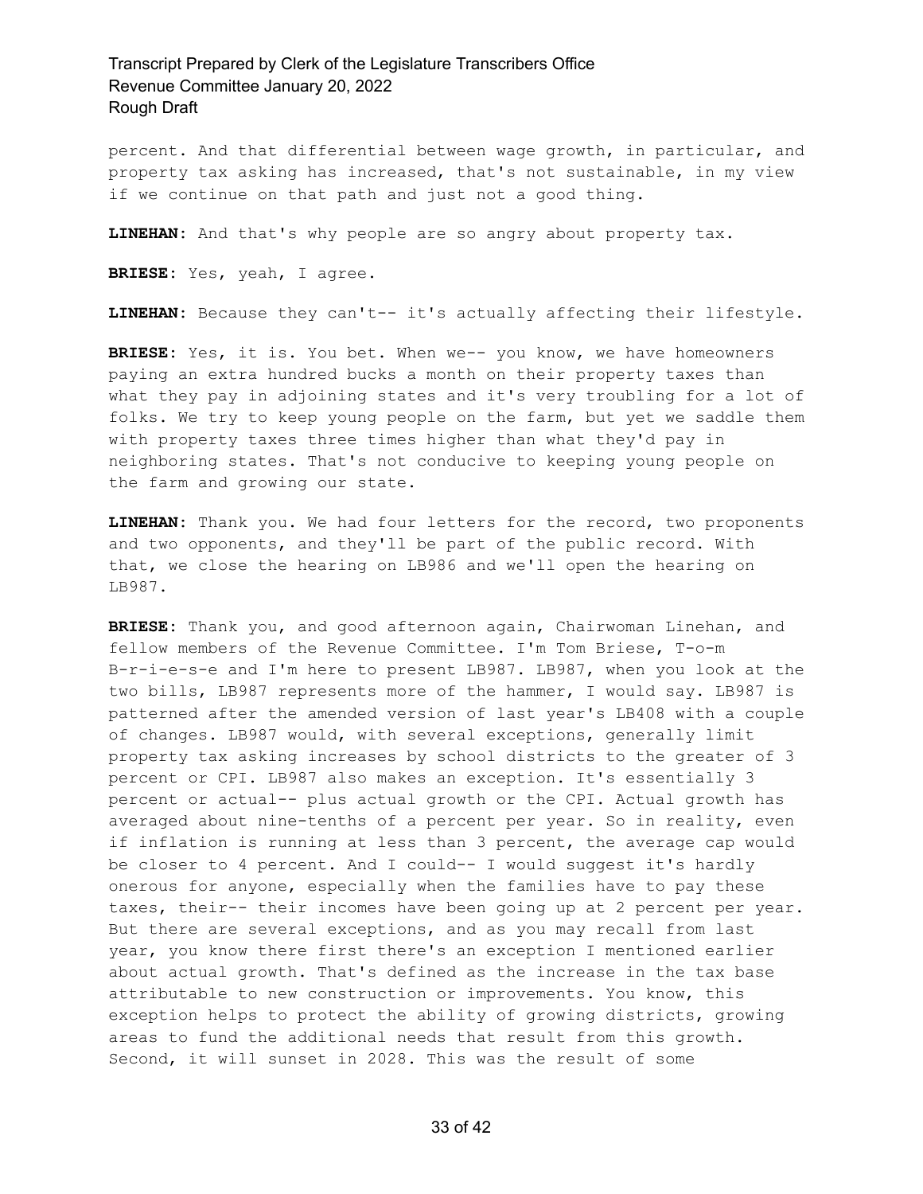percent. And that differential between wage growth, in particular, and property tax asking has increased, that's not sustainable, in my view if we continue on that path and just not a good thing.

**LINEHAN:** And that's why people are so angry about property tax.

**BRIESE:** Yes, yeah, I agree.

**LINEHAN:** Because they can't-- it's actually affecting their lifestyle.

**BRIESE:** Yes, it is. You bet. When we-- you know, we have homeowners paying an extra hundred bucks a month on their property taxes than what they pay in adjoining states and it's very troubling for a lot of folks. We try to keep young people on the farm, but yet we saddle them with property taxes three times higher than what they'd pay in neighboring states. That's not conducive to keeping young people on the farm and growing our state.

**LINEHAN:** Thank you. We had four letters for the record, two proponents and two opponents, and they'll be part of the public record. With that, we close the hearing on LB986 and we'll open the hearing on LB987.

**BRIESE:** Thank you, and good afternoon again, Chairwoman Linehan, and fellow members of the Revenue Committee. I'm Tom Briese, T-o-m B-r-i-e-s-e and I'm here to present LB987. LB987, when you look at the two bills, LB987 represents more of the hammer, I would say. LB987 is patterned after the amended version of last year's LB408 with a couple of changes. LB987 would, with several exceptions, generally limit property tax asking increases by school districts to the greater of 3 percent or CPI. LB987 also makes an exception. It's essentially 3 percent or actual-- plus actual growth or the CPI. Actual growth has averaged about nine-tenths of a percent per year. So in reality, even if inflation is running at less than 3 percent, the average cap would be closer to 4 percent. And I could-- I would suggest it's hardly onerous for anyone, especially when the families have to pay these taxes, their-- their incomes have been going up at 2 percent per year. But there are several exceptions, and as you may recall from last year, you know there first there's an exception I mentioned earlier about actual growth. That's defined as the increase in the tax base attributable to new construction or improvements. You know, this exception helps to protect the ability of growing districts, growing areas to fund the additional needs that result from this growth. Second, it will sunset in 2028. This was the result of some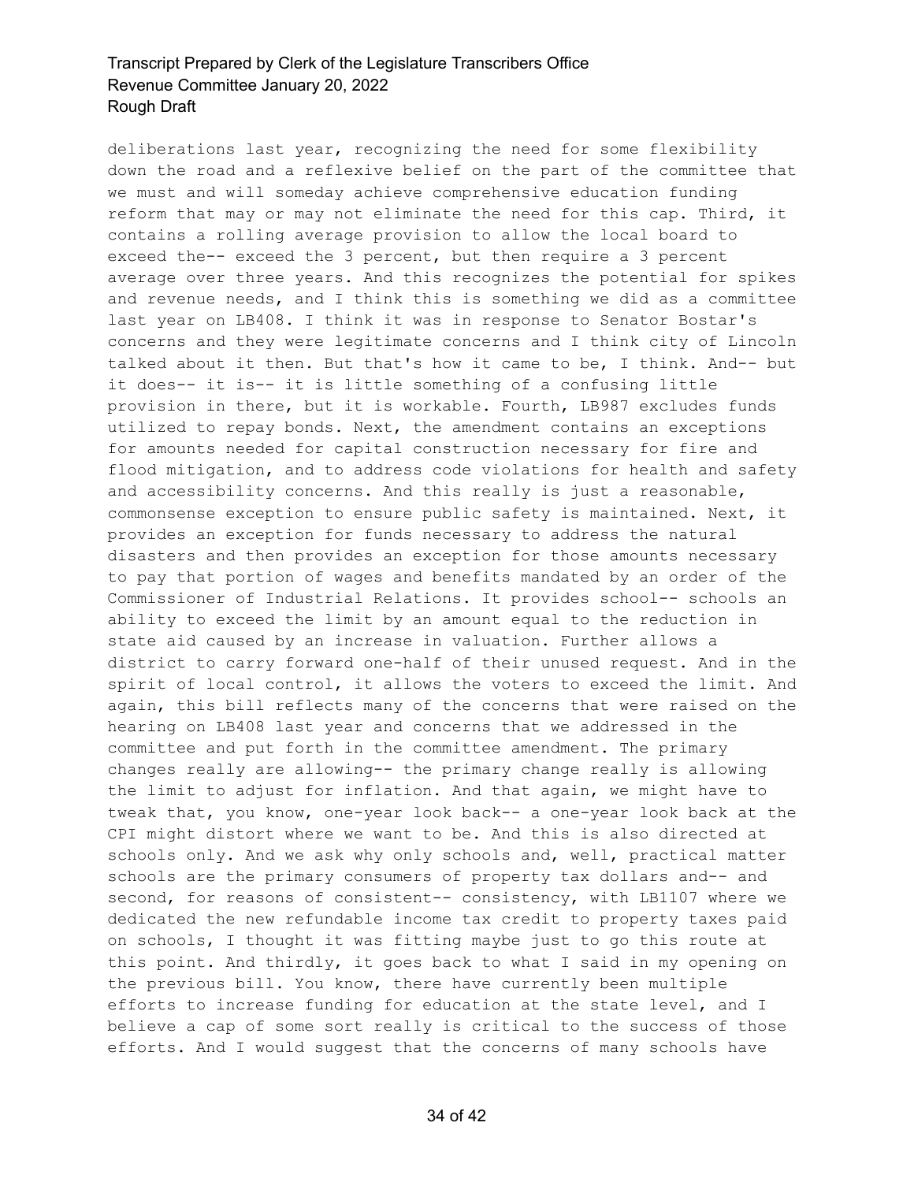deliberations last year, recognizing the need for some flexibility down the road and a reflexive belief on the part of the committee that we must and will someday achieve comprehensive education funding reform that may or may not eliminate the need for this cap. Third, it contains a rolling average provision to allow the local board to exceed the-- exceed the 3 percent, but then require a 3 percent average over three years. And this recognizes the potential for spikes and revenue needs, and I think this is something we did as a committee last year on LB408. I think it was in response to Senator Bostar's concerns and they were legitimate concerns and I think city of Lincoln talked about it then. But that's how it came to be, I think. And-- but it does-- it is-- it is little something of a confusing little provision in there, but it is workable. Fourth, LB987 excludes funds utilized to repay bonds. Next, the amendment contains an exceptions for amounts needed for capital construction necessary for fire and flood mitigation, and to address code violations for health and safety and accessibility concerns. And this really is just a reasonable, commonsense exception to ensure public safety is maintained. Next, it provides an exception for funds necessary to address the natural disasters and then provides an exception for those amounts necessary to pay that portion of wages and benefits mandated by an order of the Commissioner of Industrial Relations. It provides school-- schools an ability to exceed the limit by an amount equal to the reduction in state aid caused by an increase in valuation. Further allows a district to carry forward one-half of their unused request. And in the spirit of local control, it allows the voters to exceed the limit. And again, this bill reflects many of the concerns that were raised on the hearing on LB408 last year and concerns that we addressed in the committee and put forth in the committee amendment. The primary changes really are allowing-- the primary change really is allowing the limit to adjust for inflation. And that again, we might have to tweak that, you know, one-year look back-- a one-year look back at the CPI might distort where we want to be. And this is also directed at schools only. And we ask why only schools and, well, practical matter schools are the primary consumers of property tax dollars and-- and second, for reasons of consistent-- consistency, with LB1107 where we dedicated the new refundable income tax credit to property taxes paid on schools, I thought it was fitting maybe just to go this route at this point. And thirdly, it goes back to what I said in my opening on the previous bill. You know, there have currently been multiple efforts to increase funding for education at the state level, and I believe a cap of some sort really is critical to the success of those efforts. And I would suggest that the concerns of many schools have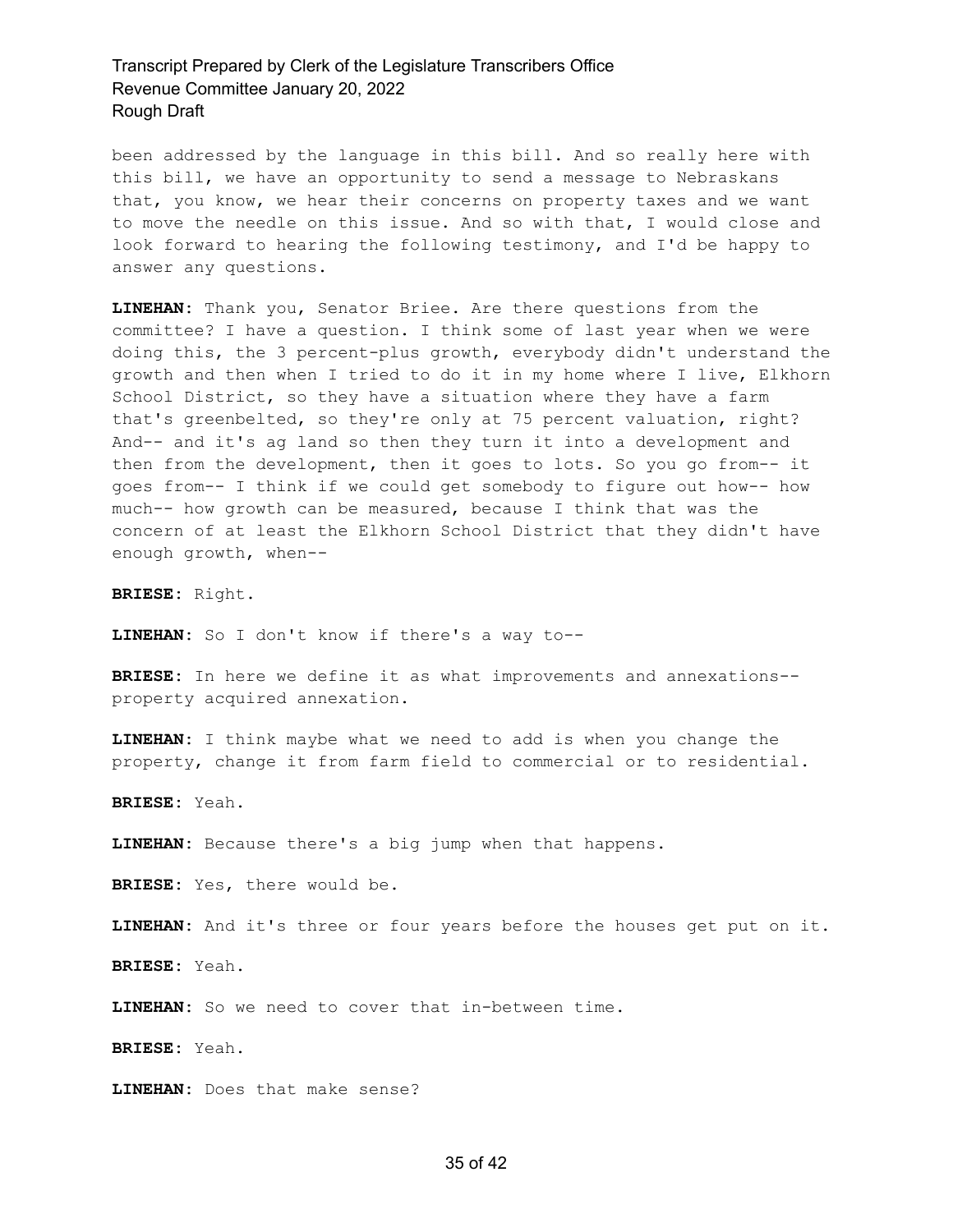been addressed by the language in this bill. And so really here with this bill, we have an opportunity to send a message to Nebraskans that, you know, we hear their concerns on property taxes and we want to move the needle on this issue. And so with that, I would close and look forward to hearing the following testimony, and I'd be happy to answer any questions.

**LINEHAN:** Thank you, Senator Briee. Are there questions from the committee? I have a question. I think some of last year when we were doing this, the 3 percent-plus growth, everybody didn't understand the growth and then when I tried to do it in my home where I live, Elkhorn School District, so they have a situation where they have a farm that's greenbelted, so they're only at 75 percent valuation, right? And-- and it's ag land so then they turn it into a development and then from the development, then it goes to lots. So you go from-- it goes from-- I think if we could get somebody to figure out how-- how much-- how growth can be measured, because I think that was the concern of at least the Elkhorn School District that they didn't have enough growth, when--

**BRIESE:** Right.

**LINEHAN:** So I don't know if there's a way to--

**BRIESE:** In here we define it as what improvements and annexations-- property acquired annexation.

**LINEHAN:** I think maybe what we need to add is when you change the property, change it from farm field to commercial or to residential.

**BRIESE:** Yeah.

**LINEHAN:** Because there's a big jump when that happens.

**BRIESE:** Yes, there would be.

**LINEHAN:** And it's three or four years before the houses get put on it.

**BRIESE:** Yeah.

**LINEHAN:** So we need to cover that in-between time.

**BRIESE:** Yeah.

**LINEHAN:** Does that make sense?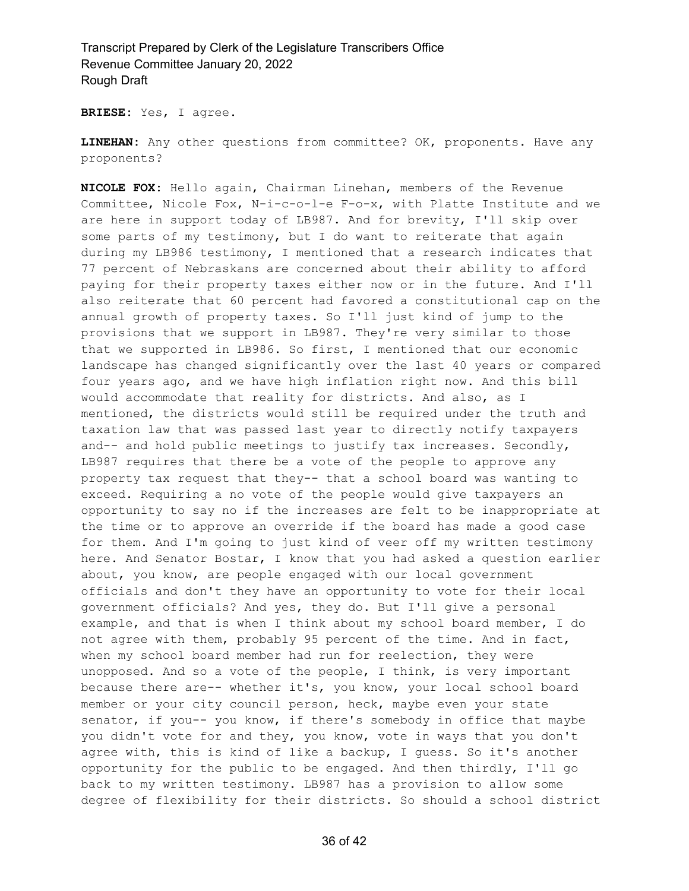**BRIESE:** Yes, I agree.

**LINEHAN:** Any other questions from committee? OK, proponents. Have any proponents?

**NICOLE FOX:** Hello again, Chairman Linehan, members of the Revenue Committee, Nicole Fox, N-i-c-o-l-e F-o-x, with Platte Institute and we are here in support today of LB987. And for brevity, I'll skip over some parts of my testimony, but I do want to reiterate that again during my LB986 testimony, I mentioned that a research indicates that 77 percent of Nebraskans are concerned about their ability to afford paying for their property taxes either now or in the future. And I'll also reiterate that 60 percent had favored a constitutional cap on the annual growth of property taxes. So I'll just kind of jump to the provisions that we support in LB987. They're very similar to those that we supported in LB986. So first, I mentioned that our economic landscape has changed significantly over the last 40 years or compared four years ago, and we have high inflation right now. And this bill would accommodate that reality for districts. And also, as I mentioned, the districts would still be required under the truth and taxation law that was passed last year to directly notify taxpayers and-- and hold public meetings to justify tax increases. Secondly, LB987 requires that there be a vote of the people to approve any property tax request that they-- that a school board was wanting to exceed. Requiring a no vote of the people would give taxpayers an opportunity to say no if the increases are felt to be inappropriate at the time or to approve an override if the board has made a good case for them. And I'm going to just kind of veer off my written testimony here. And Senator Bostar, I know that you had asked a question earlier about, you know, are people engaged with our local government officials and don't they have an opportunity to vote for their local government officials? And yes, they do. But I'll give a personal example, and that is when I think about my school board member, I do not agree with them, probably 95 percent of the time. And in fact, when my school board member had run for reelection, they were unopposed. And so a vote of the people, I think, is very important because there are-- whether it's, you know, your local school board member or your city council person, heck, maybe even your state senator, if you-- you know, if there's somebody in office that maybe you didn't vote for and they, you know, vote in ways that you don't agree with, this is kind of like a backup, I guess. So it's another opportunity for the public to be engaged. And then thirdly, I'll go back to my written testimony. LB987 has a provision to allow some degree of flexibility for their districts. So should a school district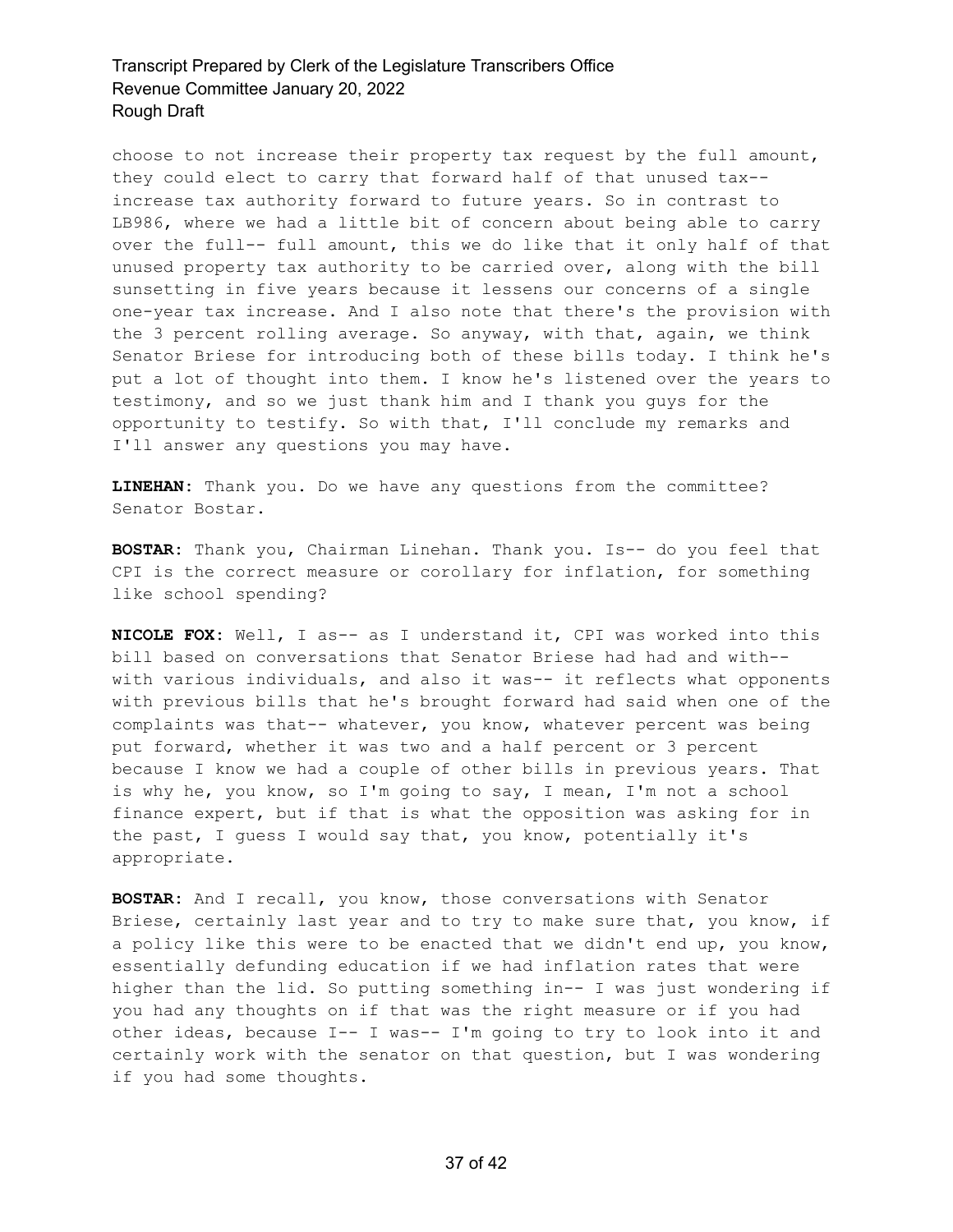choose to not increase their property tax request by the full amount, they could elect to carry that forward half of that unused tax-- increase tax authority forward to future years. So in contrast to LB986, where we had a little bit of concern about being able to carry over the full-- full amount, this we do like that it only half of that unused property tax authority to be carried over, along with the bill sunsetting in five years because it lessens our concerns of a single one-year tax increase. And I also note that there's the provision with the 3 percent rolling average. So anyway, with that, again, we think Senator Briese for introducing both of these bills today. I think he's put a lot of thought into them. I know he's listened over the years to testimony, and so we just thank him and I thank you guys for the opportunity to testify. So with that, I'll conclude my remarks and I'll answer any questions you may have.

**LINEHAN:** Thank you. Do we have any questions from the committee? Senator Bostar.

**BOSTAR:** Thank you, Chairman Linehan. Thank you. Is-- do you feel that CPI is the correct measure or corollary for inflation, for something like school spending?

**NICOLE FOX:** Well, I as-- as I understand it, CPI was worked into this bill based on conversations that Senator Briese had had and with-- with various individuals, and also it was-- it reflects what opponents with previous bills that he's brought forward had said when one of the complaints was that-- whatever, you know, whatever percent was being put forward, whether it was two and a half percent or 3 percent because I know we had a couple of other bills in previous years. That is why he, you know, so I'm going to say, I mean, I'm not a school finance expert, but if that is what the opposition was asking for in the past, I guess I would say that, you know, potentially it's appropriate.

**BOSTAR:** And I recall, you know, those conversations with Senator Briese, certainly last year and to try to make sure that, you know, if a policy like this were to be enacted that we didn't end up, you know, essentially defunding education if we had inflation rates that were higher than the lid. So putting something in-- I was just wondering if you had any thoughts on if that was the right measure or if you had other ideas, because I-- I was-- I'm going to try to look into it and certainly work with the senator on that question, but I was wondering if you had some thoughts.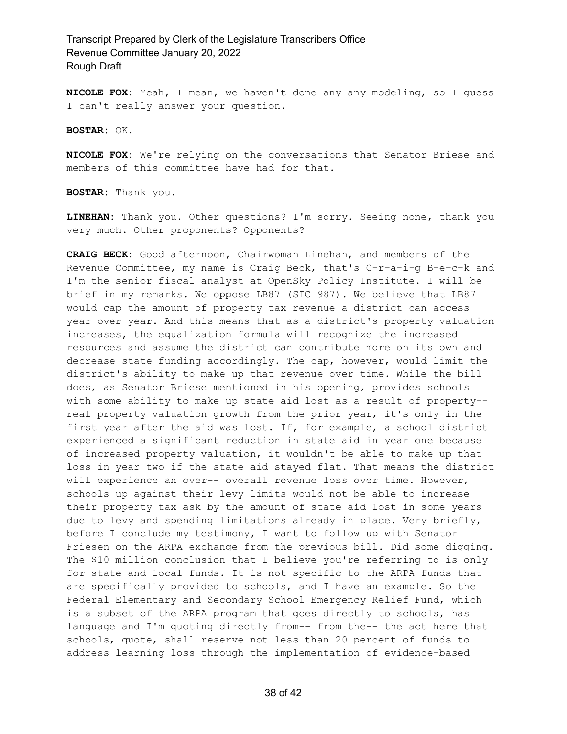**NICOLE FOX:** Yeah, I mean, we haven't done any any modeling, so I guess I can't really answer your question.

**BOSTAR:** OK.

**NICOLE FOX:** We're relying on the conversations that Senator Briese and members of this committee have had for that.

**BOSTAR:** Thank you.

**LINEHAN:** Thank you. Other questions? I'm sorry. Seeing none, thank you very much. Other proponents? Opponents?

**CRAIG BECK:** Good afternoon, Chairwoman Linehan, and members of the Revenue Committee, my name is Craig Beck, that's C-r-a-i-g B-e-c-k and I'm the senior fiscal analyst at OpenSky Policy Institute. I will be brief in my remarks. We oppose LB87 (SIC 987). We believe that LB87 would cap the amount of property tax revenue a district can access year over year. And this means that as a district's property valuation increases, the equalization formula will recognize the increased resources and assume the district can contribute more on its own and decrease state funding accordingly. The cap, however, would limit the district's ability to make up that revenue over time. While the bill does, as Senator Briese mentioned in his opening, provides schools with some ability to make up state aid lost as a result of property-- real property valuation growth from the prior year, it's only in the first year after the aid was lost. If, for example, a school district experienced a significant reduction in state aid in year one because of increased property valuation, it wouldn't be able to make up that loss in year two if the state aid stayed flat. That means the district will experience an over-- overall revenue loss over time. However, schools up against their levy limits would not be able to increase their property tax ask by the amount of state aid lost in some years due to levy and spending limitations already in place. Very briefly, before I conclude my testimony, I want to follow up with Senator Friesen on the ARPA exchange from the previous bill. Did some digging. The $10 million conclusion that I believe you're referring to is only for state and local funds. It is not specific to the ARPA funds that are specifically provided to schools, and I have an example. So the Federal Elementary and Secondary School Emergency Relief Fund, which is a subset of the ARPA program that goes directly to schools, has language and I'm quoting directly from-- from the-- the act here that schools, quote, shall reserve not less than 20 percent of funds to address learning loss through the implementation of evidence-based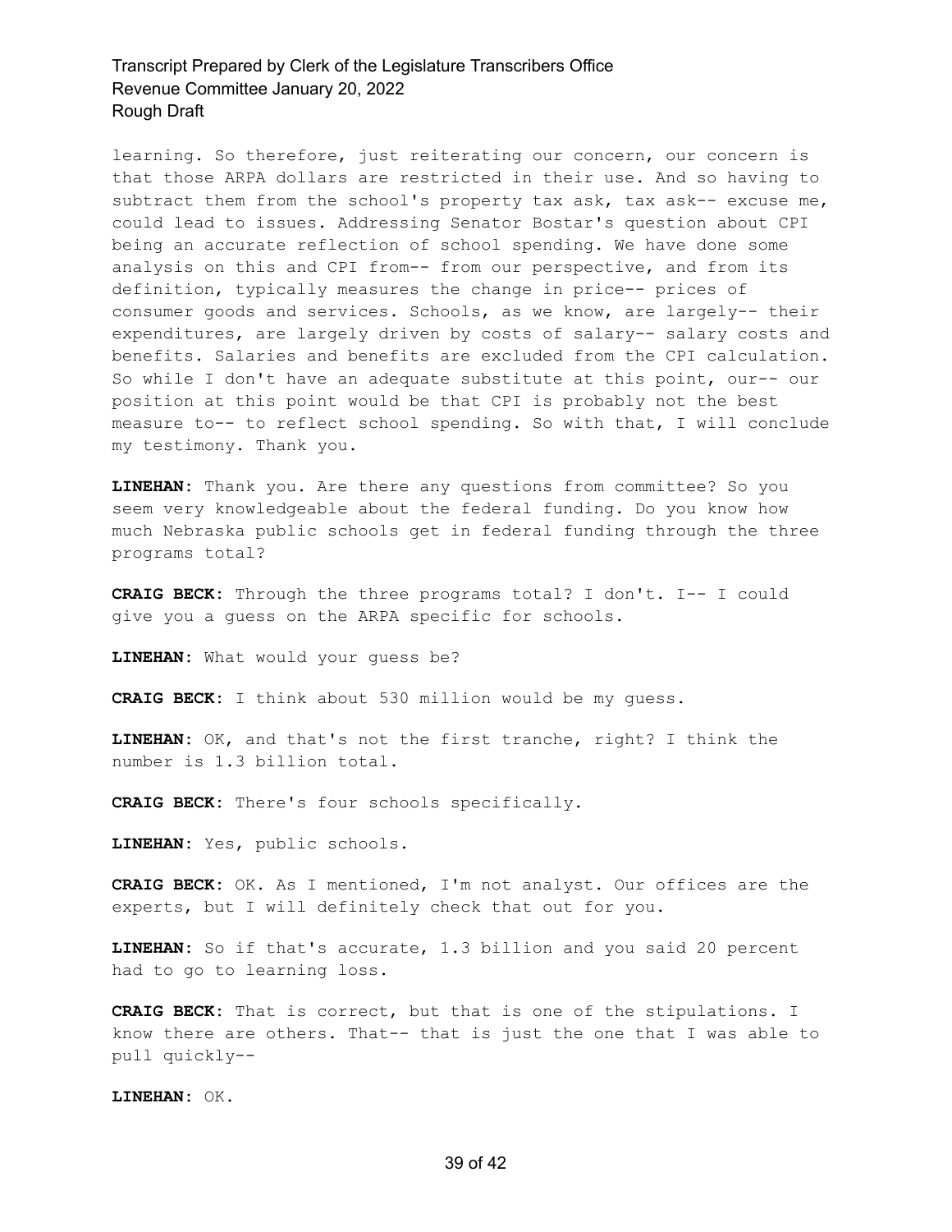learning. So therefore, just reiterating our concern, our concern is that those ARPA dollars are restricted in their use. And so having to subtract them from the school's property tax ask, tax ask-- excuse me, could lead to issues. Addressing Senator Bostar's question about CPI being an accurate reflection of school spending. We have done some analysis on this and CPI from-- from our perspective, and from its definition, typically measures the change in price-- prices of consumer goods and services. Schools, as we know, are largely-- their expenditures, are largely driven by costs of salary-- salary costs and benefits. Salaries and benefits are excluded from the CPI calculation. So while I don't have an adequate substitute at this point, our-- our position at this point would be that CPI is probably not the best measure to-- to reflect school spending. So with that, I will conclude my testimony. Thank you.

**LINEHAN:** Thank you. Are there any questions from committee? So you seem very knowledgeable about the federal funding. Do you know how much Nebraska public schools get in federal funding through the three programs total?

**CRAIG BECK:** Through the three programs total? I don't. I-- I could give you a guess on the ARPA specific for schools.

**LINEHAN:** What would your guess be?

**CRAIG BECK:** I think about 530 million would be my guess.

**LINEHAN:** OK, and that's not the first tranche, right? I think the number is 1.3 billion total.

**CRAIG BECK:** There's four schools specifically.

**LINEHAN:** Yes, public schools.

**CRAIG BECK:** OK. As I mentioned, I'm not analyst. Our offices are the experts, but I will definitely check that out for you.

**LINEHAN:** So if that's accurate, 1.3 billion and you said 20 percent had to go to learning loss.

**CRAIG BECK:** That is correct, but that is one of the stipulations. I know there are others. That-- that is just the one that I was able to pull quickly--

**LINEHAN:** OK.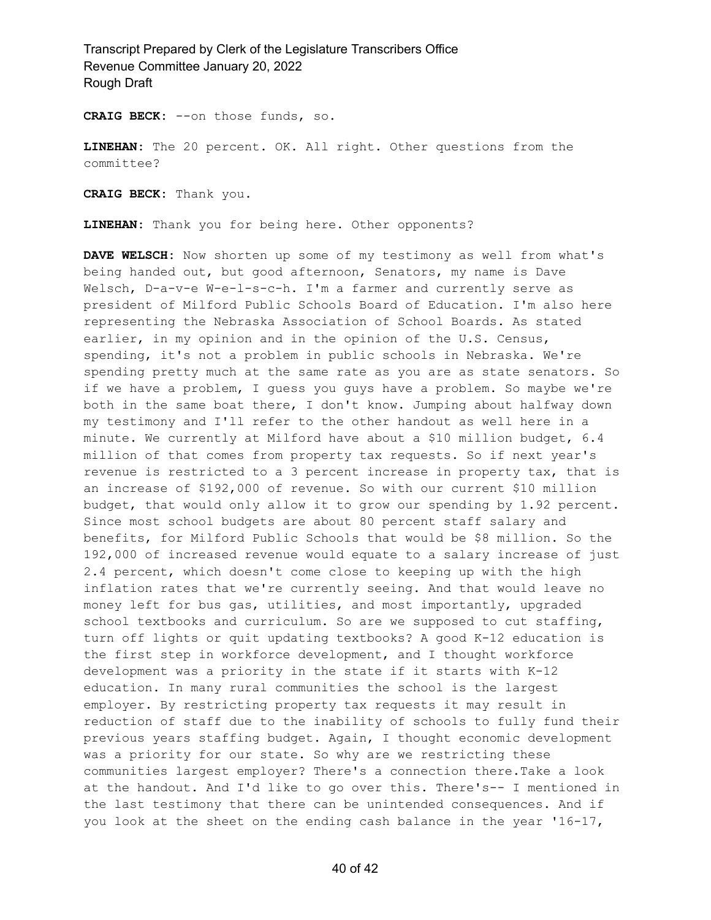**CRAIG BECK:** --on those funds, so.

**LINEHAN:** The 20 percent. OK. All right. Other questions from the committee?

**CRAIG BECK:** Thank you.

**LINEHAN:** Thank you for being here. Other opponents?

**DAVE WELSCH:** Now shorten up some of my testimony as well from what's being handed out, but good afternoon, Senators, my name is Dave Welsch, D-a-v-e W-e-l-s-c-h. I'm a farmer and currently serve as president of Milford Public Schools Board of Education. I'm also here representing the Nebraska Association of School Boards. As stated earlier, in my opinion and in the opinion of the U.S. Census, spending, it's not a problem in public schools in Nebraska. We're spending pretty much at the same rate as you are as state senators. So if we have a problem, I guess you guys have a problem. So maybe we're both in the same boat there, I don't know. Jumping about halfway down my testimony and I'll refer to the other handout as well here in a minute. We currently at Milford have about a $10 million budget, 6.4 million of that comes from property tax requests. So if next year's revenue is restricted to a 3 percent increase in property tax, that is an increase of $192,000 of revenue. So with our current $10 million budget, that would only allow it to grow our spending by 1.92 percent. Since most school budgets are about 80 percent staff salary and benefits, for Milford Public Schools that would be $8 million. So the 192,000 of increased revenue would equate to a salary increase of just 2.4 percent, which doesn't come close to keeping up with the high inflation rates that we're currently seeing. And that would leave no money left for bus gas, utilities, and most importantly, upgraded school textbooks and curriculum. So are we supposed to cut staffing, turn off lights or quit updating textbooks? A good K-12 education is the first step in workforce development, and I thought workforce development was a priority in the state if it starts with K-12 education. In many rural communities the school is the largest employer. By restricting property tax requests it may result in reduction of staff due to the inability of schools to fully fund their previous years staffing budget. Again, I thought economic development was a priority for our state. So why are we restricting these communities largest employer? There's a connection there.Take a look at the handout. And I'd like to go over this. There's-- I mentioned in the last testimony that there can be unintended consequences. And if you look at the sheet on the ending cash balance in the year '16-17,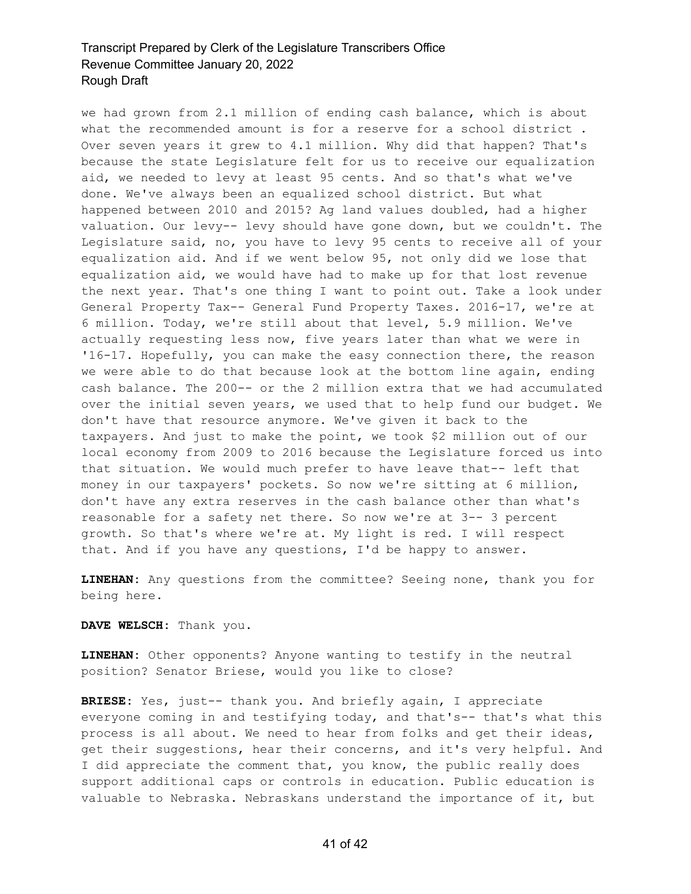we had grown from 2.1 million of ending cash balance, which is about what the recommended amount is for a reserve for a school district . Over seven years it grew to 4.1 million. Why did that happen? That's because the state Legislature felt for us to receive our equalization aid, we needed to levy at least 95 cents. And so that's what we've done. We've always been an equalized school district. But what happened between 2010 and 2015? Ag land values doubled, had a higher valuation. Our levy-- levy should have gone down, but we couldn't. The Legislature said, no, you have to levy 95 cents to receive all of your equalization aid. And if we went below 95, not only did we lose that equalization aid, we would have had to make up for that lost revenue the next year. That's one thing I want to point out. Take a look under General Property Tax-- General Fund Property Taxes. 2016-17, we're at 6 million. Today, we're still about that level, 5.9 million. We've actually requesting less now, five years later than what we were in '16-17. Hopefully, you can make the easy connection there, the reason we were able to do that because look at the bottom line again, ending cash balance. The 200-- or the 2 million extra that we had accumulated over the initial seven years, we used that to help fund our budget. We don't have that resource anymore. We've given it back to the taxpayers. And just to make the point, we took $2 million out of our local economy from 2009 to 2016 because the Legislature forced us into that situation. We would much prefer to have leave that-- left that money in our taxpayers' pockets. So now we're sitting at 6 million, don't have any extra reserves in the cash balance other than what's reasonable for a safety net there. So now we're at 3-- 3 percent growth. So that's where we're at. My light is red. I will respect that. And if you have any questions, I'd be happy to answer.

**LINEHAN:** Any questions from the committee? Seeing none, thank you for being here.

**DAVE WELSCH:** Thank you.

**LINEHAN:** Other opponents? Anyone wanting to testify in the neutral position? Senator Briese, would you like to close?

**BRIESE:** Yes, just-- thank you. And briefly again, I appreciate everyone coming in and testifying today, and that's-- that's what this process is all about. We need to hear from folks and get their ideas, get their suggestions, hear their concerns, and it's very helpful. And I did appreciate the comment that, you know, the public really does support additional caps or controls in education. Public education is valuable to Nebraska. Nebraskans understand the importance of it, but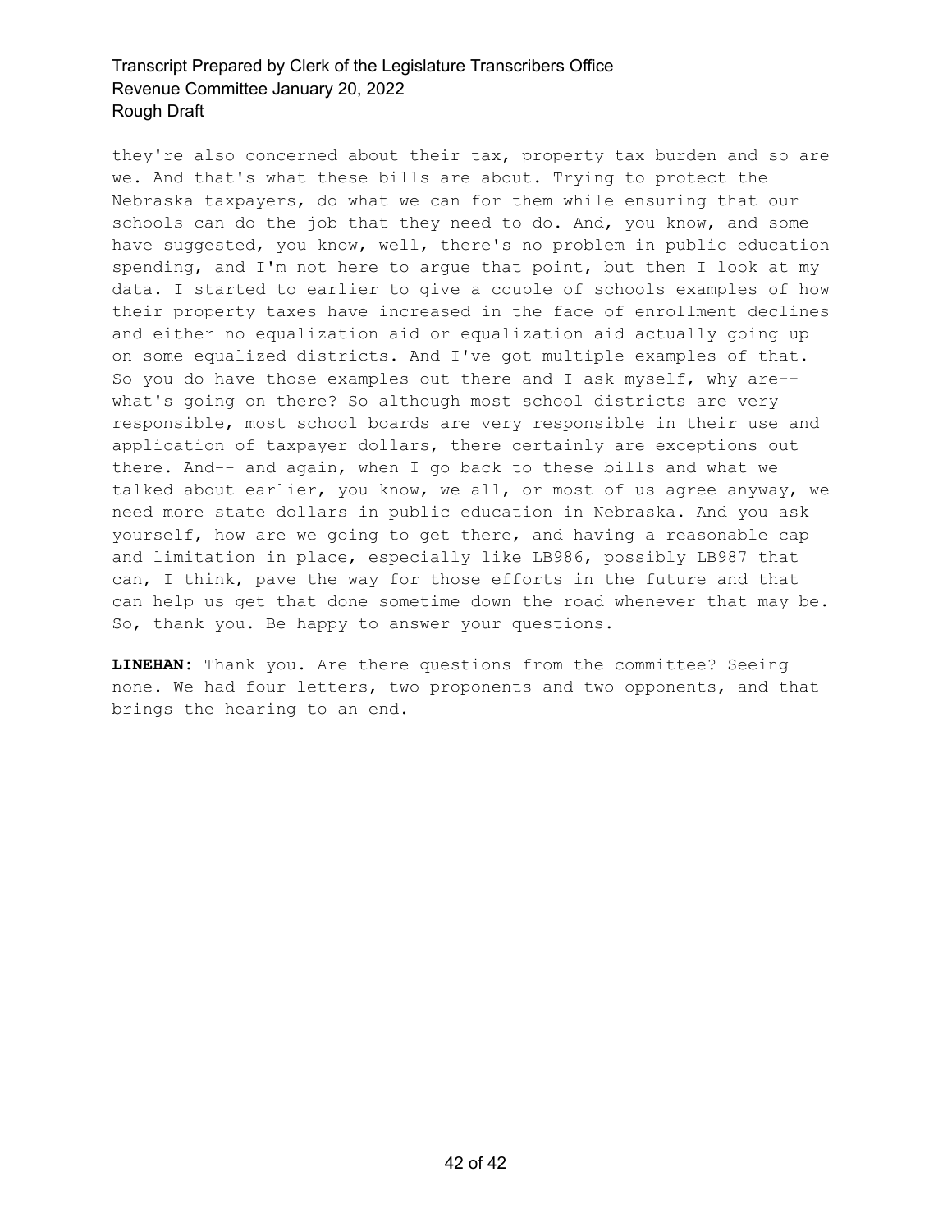they're also concerned about their tax, property tax burden and so are we. And that's what these bills are about. Trying to protect the Nebraska taxpayers, do what we can for them while ensuring that our schools can do the job that they need to do. And, you know, and some have suggested, you know, well, there's no problem in public education spending, and I'm not here to argue that point, but then I look at my data. I started to earlier to give a couple of schools examples of how their property taxes have increased in the face of enrollment declines and either no equalization aid or equalization aid actually going up on some equalized districts. And I've got multiple examples of that. So you do have those examples out there and I ask myself, why are-- what's going on there? So although most school districts are very responsible, most school boards are very responsible in their use and application of taxpayer dollars, there certainly are exceptions out there. And-- and again, when I go back to these bills and what we talked about earlier, you know, we all, or most of us agree anyway, we need more state dollars in public education in Nebraska. And you ask yourself, how are we going to get there, and having a reasonable cap and limitation in place, especially like LB986, possibly LB987 that can, I think, pave the way for those efforts in the future and that can help us get that done sometime down the road whenever that may be. So, thank you. Be happy to answer your questions.

**LINEHAN:** Thank you. Are there questions from the committee? Seeing none. We had four letters, two proponents and two opponents, and that brings the hearing to an end.